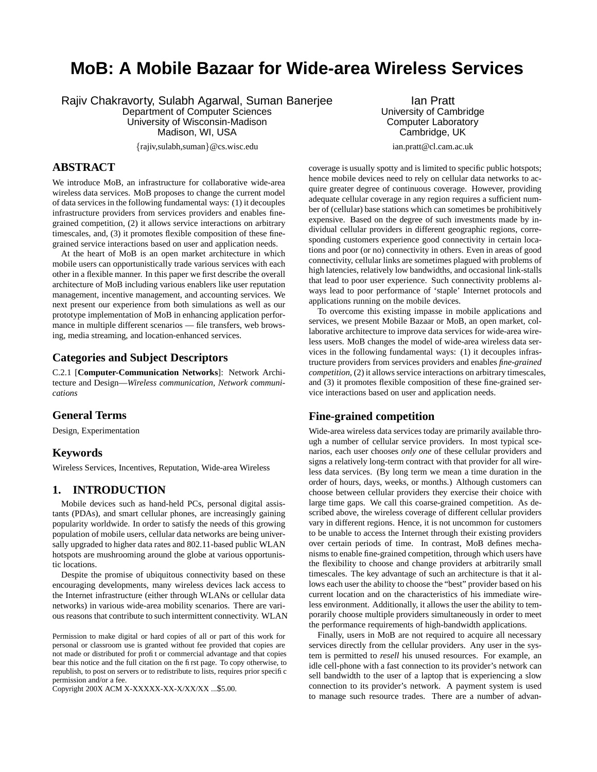# MoB: A Mobile Bazaar for Wide-area Wireless Services

Rajiv Chakravorty, Sulabh Agarwal, Suman Banerjee
Department of Computer Sciences
University of Wisconsin-Madison
Madison, WI, USA
{rajiv,sulabh,suman}@cs.wisc.edu

Ian Pratt
University of Cambridge
Computer Laboratory
Cambridge, UK
ian.pratt@cl.cam.ac.uk

## ABSTRACT

We introduce MoB, an infrastructure for collaborative wide-area wireless data services. MoB proposes to change the current model of data services in the following fundamental ways: (1) it decouples infrastructure providers from services providers and enables fine-grained competition, (2) it allows service interactions on arbitrary timescales, and, (3) it promotes flexible composition of these fine-grained service interactions based on user and application needs.

At the heart of MoB is an open market architecture in which mobile users can opportunistically trade various services with each other in a flexible manner. In this paper we first describe the overall architecture of MoB including various enablers like user reputation management, incentive management, and accounting services. We next present our experience from both simulations as well as our prototype implementation of MoB in enhancing application performance in multiple different scenarios — file transfers, web browsing, media streaming, and location-enhanced services.

## Categories and Subject Descriptors

C.2.1 [**Computer-Communication Networks**]: Network Architecture and Design—*Wireless communication, Network communications*

## General Terms

Design, Experimentation

## Keywords

Wireless Services, Incentives, Reputation, Wide-area Wireless

## 1. INTRODUCTION

Mobile devices such as hand-held PCs, personal digital assistants (PDAs), and smart cellular phones, are increasingly gaining popularity worldwide. In order to satisfy the needs of this growing population of mobile users, cellular data networks are being universally upgraded to higher data rates and 802.11-based public WLAN hotspots are mushrooming around the globe at various opportunistic locations.

Despite the promise of ubiquitous connectivity based on these encouraging developments, many wireless devices lack access to the Internet infrastructure (either through WLANs or cellular data networks) in various wide-area mobility scenarios. There are various reasons that contribute to such intermittent connectivity. WLAN coverage is usually spotty and is limited to specific public hotspots; hence mobile devices need to rely on cellular data networks to acquire greater degree of continuous coverage. However, providing adequate cellular coverage in any region requires a sufficient number of (cellular) base stations which can sometimes be prohibitively expensive. Based on the degree of such investments made by individual cellular providers in different geographic regions, corresponding customers experience good connectivity in certain locations and poor (or no) connectivity in others. Even in areas of good connectivity, cellular links are sometimes plagued with problems of high latencies, relatively low bandwidths, and occasional link-stalls that lead to poor user experience. Such connectivity problems always lead to poor performance of 'staple' Internet protocols and applications running on the mobile devices.

To overcome this existing impasse in mobile applications and services, we present Mobile Bazaar or MoB, an open market, collaborative architecture to improve data services for wide-area wireless users. MoB changes the model of wide-area wireless data services in the following fundamental ways: (1) it decouples infrastructure providers from services providers and enables *fine-grained competition*, (2) it allows service interactions on arbitrary timescales, and (3) it promotes flexible composition of these fine-grained service interactions based on user and application needs.

## Fine-grained competition

Wide-area wireless data services today are primarily available through a number of cellular service providers. In most typical scenarios, each user chooses *only one* of these cellular providers and signs a relatively long-term contract with that provider for all wireless data services. (By long term we mean a time duration in the order of hours, days, weeks, or months.) Although customers can choose between cellular providers they exercise their choice with large time gaps. We call this coarse-grained competition. As described above, the wireless coverage of different cellular providers vary in different regions. Hence, it is not uncommon for customers to be unable to access the Internet through their existing providers over certain periods of time. In contrast, MoB defines mechanisms to enable fine-grained competition, through which users have the flexibility to choose and change providers at arbitrarily small timescales. The key advantage of such an architecture is that it allows each user the ability to choose the "best" provider based on his current location and on the characteristics of his immediate wireless environment. Additionally, it allows the user the ability to temporarily choose multiple providers simultaneously in order to meet the performance requirements of high-bandwidth applications.

Finally, users in MoB are not required to acquire all necessary services directly from the cellular providers. Any user in the system is permitted to *resell* his unused resources. For example, an idle cell-phone with a fast connection to its provider's network can sell bandwidth to the user of a laptop that is experiencing a slow connection to its provider's network. A payment system is used to manage such resource trades. There are a number of advan-

Permission to make digital or hard copies of all or part of this work for personal or classroom use is granted without fee provided that copies are not made or distributed for profit or commercial advantage and that copies bear this notice and the full citation on the first page. To copy otherwise, to republish, to post on servers or to redistribute to lists, requires prior specific permission and/or a fee.
Copyright 200X ACM X-XXXXX-XX-X/XX/XX ...$5.00.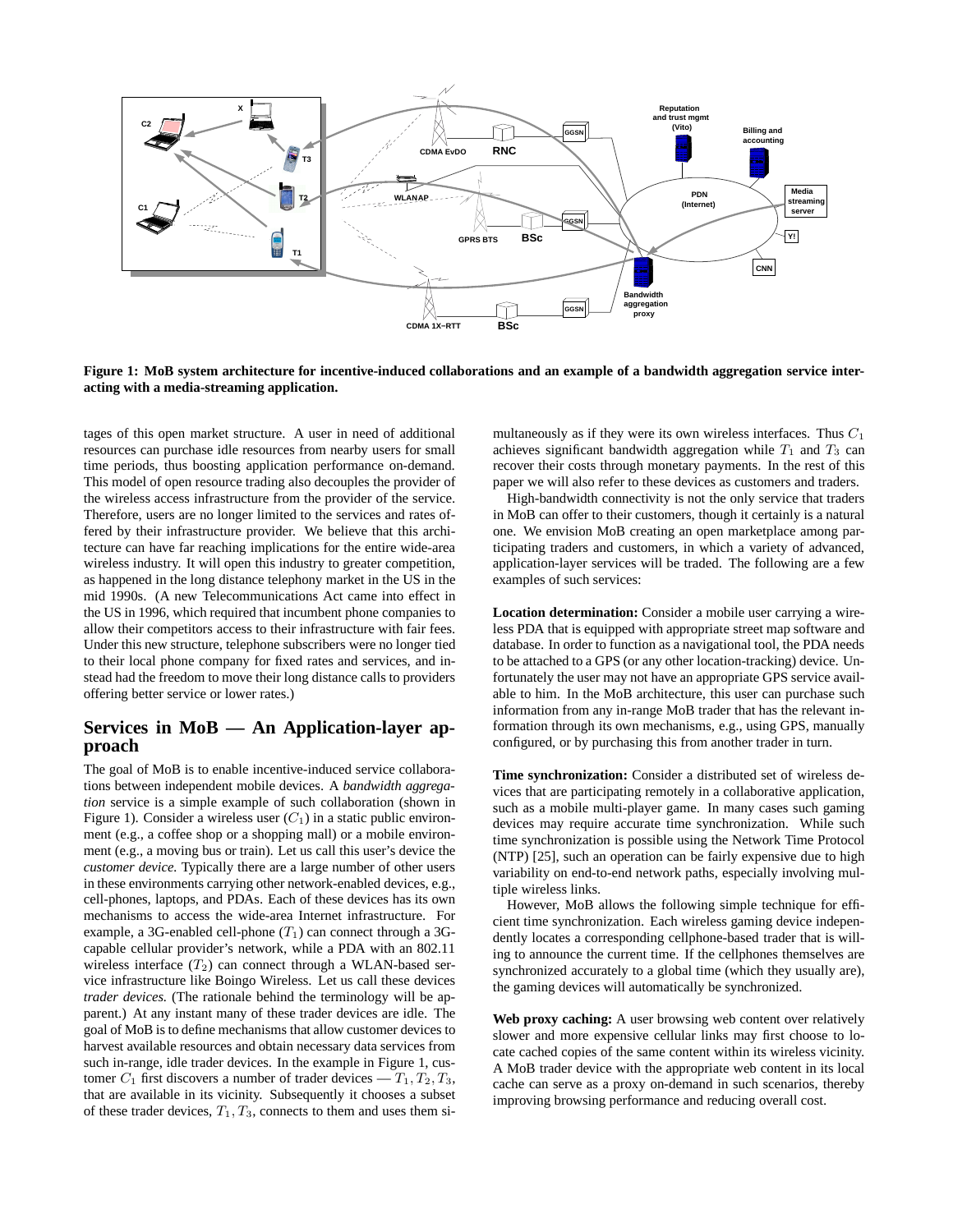Reputation and trust mgmt (Vito)

Billing and accounting

Media streaming server

PDN (Internet)

GGSN

RNC

CDMA EvDO

WLANAP

GPRS BTS

BSc

CDMA 1X−RTT

Bandwidth aggregation proxy

Y!

CNN

X

C2

C1

T1

T2

T3

**Figure 1: MoB system architecture for incentive-induced collaborations and an example of a bandwidth aggregation service interacting with a media-streaming application.**

tages of this open market structure. A user in need of additional resources can purchase idle resources from nearby users for small time periods, thus boosting application performance on-demand. This model of open resource trading also decouples the provider of the wireless access infrastructure from the provider of the service. Therefore, users are no longer limited to the services and rates offered by their infrastructure provider. We believe that this architecture can have far reaching implications for the entire wide-area wireless industry. It will open this industry to greater competition, as happened in the long distance telephony market in the US in the mid 1990s. (A new Telecommunications Act came into effect in the US in 1996, which required that incumbent phone companies to allow their competitors access to their infrastructure with fair fees. Under this new structure, telephone subscribers were no longer tied to their local phone company for fixed rates and services, and instead had the freedom to move their long distance calls to providers offering better service or lower rates.)

## Services in MoB — An Application-layer approach

The goal of MoB is to enable incentive-induced service collaborations between independent mobile devices. A *bandwidth aggregation* service is a simple example of such collaboration (shown in Figure 1). Consider a wireless user ($C_1$) in a static public environment (e.g., a coffee shop or a shopping mall) or a mobile environment (e.g., a moving bus or train). Let us call this user's device the *customer device.* Typically there are a large number of other users in these environments carrying other network-enabled devices, e.g., cell-phones, laptops, and PDAs. Each of these devices has its own mechanisms to access the wide-area Internet infrastructure. For example, a 3G-enabled cell-phone ($T_1$) can connect through a 3G-capable cellular provider's network, while a PDA with an 802.11 wireless interface ($T_2$) can connect through a WLAN-based service infrastructure like Boingo Wireless. Let us call these devices *trader devices.* (The rationale behind the terminology will be apparent.) At any instant many of these trader devices are idle. The goal of MoB is to define mechanisms that allow customer devices to harvest available resources and obtain necessary data services from such in-range, idle trader devices. In the example in Figure 1, customer $C_1$ first discovers a number of trader devices — $T_1, T_2, T_3$, that are available in its vicinity. Subsequently it chooses a subset of these trader devices, $T_1, T_3$, connects to them and uses them simultaneously as if they were its own wireless interfaces. Thus $C_1$ achieves significant bandwidth aggregation while $T_1$ and $T_3$ can recover their costs through monetary payments. In the rest of this paper we will also refer to these devices as customers and traders.

High-bandwidth connectivity is not the only service that traders in MoB can offer to their customers, though it certainly is a natural one. We envision MoB creating an open marketplace among participating traders and customers, in which a variety of advanced, application-layer services will be traded. The following are a few examples of such services:

**Location determination:** Consider a mobile user carrying a wireless PDA that is equipped with appropriate street map software and database. In order to function as a navigational tool, the PDA needs to be attached to a GPS (or any other location-tracking) device. Unfortunately the user may not have an appropriate GPS service available to him. In the MoB architecture, this user can purchase such information from any in-range MoB trader that has the relevant information through its own mechanisms, e.g., using GPS, manually configured, or by purchasing this from another trader in turn.

**Time synchronization:** Consider a distributed set of wireless devices that are participating remotely in a collaborative application, such as a mobile multi-player game. In many cases such gaming devices may require accurate time synchronization. While such time synchronization is possible using the Network Time Protocol (NTP) [25], such an operation can be fairly expensive due to high variability on end-to-end network paths, especially involving multiple wireless links.

However, MoB allows the following simple technique for efficient time synchronization. Each wireless gaming device independently locates a corresponding cellphone-based trader that is willing to announce the current time. If the cellphones themselves are synchronized accurately to a global time (which they usually are), the gaming devices will automatically be synchronized.

**Web proxy caching:** A user browsing web content over relatively slower and more expensive cellular links may first choose to locate cached copies of the same content within its wireless vicinity. A MoB trader device with the appropriate web content in its local cache can serve as a proxy on-demand in such scenarios, thereby improving browsing performance and reducing overall cost.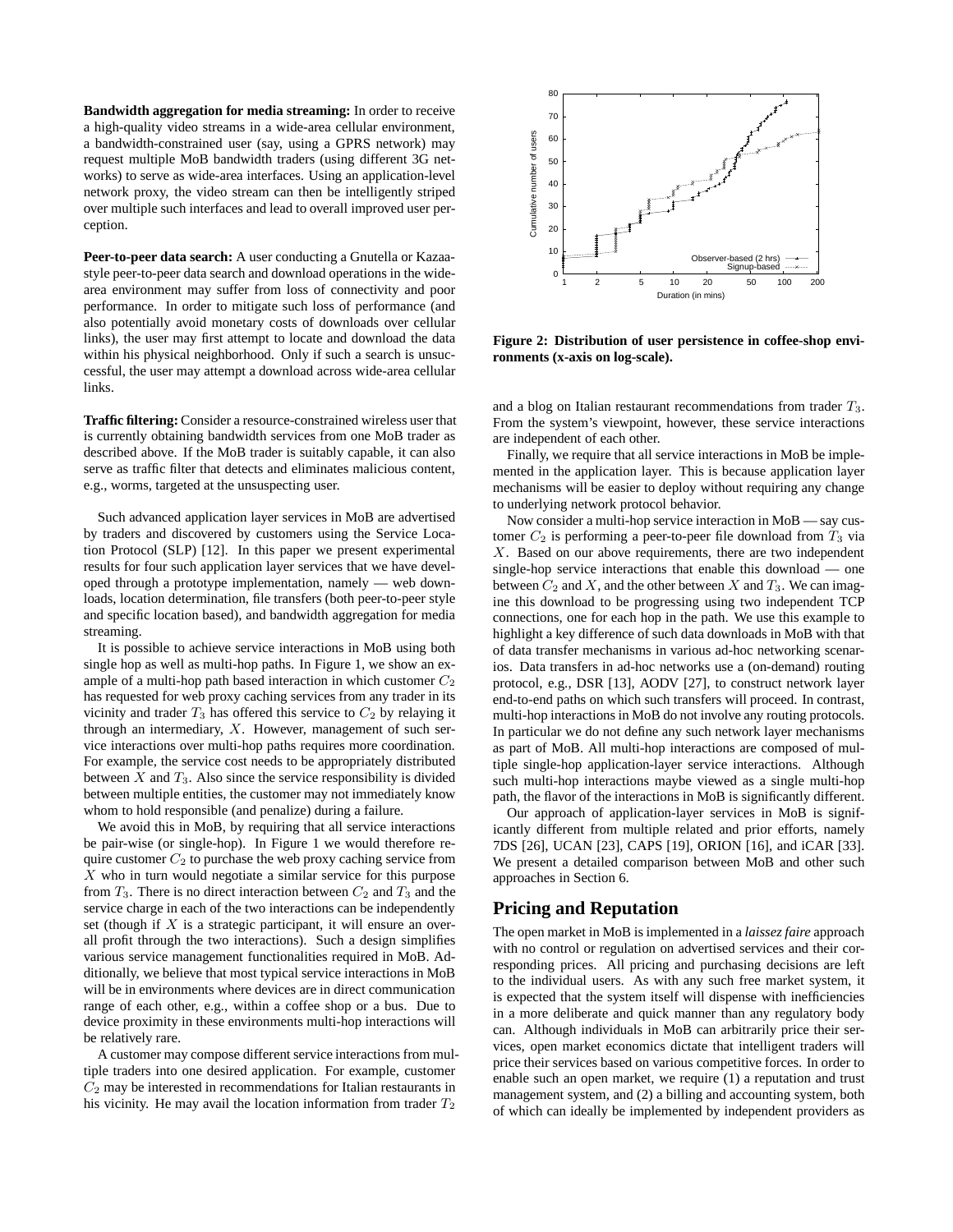**Bandwidth aggregation for media streaming:** In order to receive a high-quality video streams in a wide-area cellular environment, a bandwidth-constrained user (say, using a GPRS network) may request multiple MoB bandwidth traders (using different 3G networks) to serve as wide-area interfaces. Using an application-level network proxy, the video stream can then be intelligently striped over multiple such interfaces and lead to overall improved user perception.

**Peer-to-peer data search:** A user conducting a Gnutella or Kazaa-style peer-to-peer data search and download operations in the wide-area environment may suffer from loss of connectivity and poor performance. In order to mitigate such loss of performance (and also potentially avoid monetary costs of downloads over cellular links), the user may first attempt to locate and download the data within his physical neighborhood. Only if such a search is unsuccessful, the user may attempt a download across wide-area cellular links.

**Traffic filtering:** Consider a resource-constrained wireless user that is currently obtaining bandwidth services from one MoB trader as described above. If the MoB trader is suitably capable, it can also serve as traffic filter that detects and eliminates malicious content, e.g., worms, targeted at the unsuspecting user.

Such advanced application layer services in MoB are advertised by traders and discovered by customers using the Service Location Protocol (SLP) [12]. In this paper we present experimental results for four such application layer services that we have developed through a prototype implementation, namely — web downloads, location determination, file transfers (both peer-to-peer style and specific location based), and bandwidth aggregation for media streaming.

It is possible to achieve service interactions in MoB using both single hop as well as multi-hop paths. In Figure 1, we show an example of a multi-hop path based interaction in which customer $C_2$ has requested for web proxy caching services from any trader in its vicinity and trader $T_3$ has offered this service to $C_2$ by relaying it through an intermediary, $X$. However, management of such service interactions over multi-hop paths requires more coordination. For example, the service cost needs to be appropriately distributed between $X$ and $T_3$. Also since the service responsibility is divided between multiple entities, the customer may not immediately know whom to hold responsible (and penalize) during a failure.

We avoid this in MoB, by requiring that all service interactions be pair-wise (or single-hop). In Figure 1 we would therefore require customer $C_2$ to purchase the web proxy caching service from $X$ who in turn would negotiate a similar service for this purpose from $T_3$. There is no direct interaction between $C_2$ and $T_3$ and the service charge in each of the two interactions can be independently set (though if $X$ is a strategic participant, it will ensure an overall profit through the two interactions). Such a design simplifies various service management functionalities required in MoB. Additionally, we believe that most typical service interactions in MoB will be in environments where devices are in direct communication range of each other, e.g., within a coffee shop or a bus. Due to device proximity in these environments multi-hop interactions will be relatively rare.

A customer may compose different service interactions from multiple traders into one desired application. For example, customer $C_2$ may be interested in recommendations for Italian restaurants in his vicinity. He may avail the location information from trader $T_2$ and a blog on Italian restaurant recommendations from trader $T_3$. From the system's viewpoint, however, these service interactions are independent of each other.

Finally, we require that all service interactions in MoB be implemented in the application layer. This is because application layer mechanisms will be easier to deploy without requiring any change to underlying network protocol behavior.

Now consider a multi-hop service interaction in MoB — say customer $C_2$ is performing a peer-to-peer file download from $T_3$ via $X$. Based on our above requirements, there are two independent single-hop service interactions that enable this download — one between $C_2$ and $X$, and the other between $X$ and $T_3$. We can imagine this download to be progressing using two independent TCP connections, one for each hop in the path. We use this example to highlight a key difference of such data downloads in MoB with that of data transfer mechanisms in various ad-hoc networking scenarios. Data transfers in ad-hoc networks use a (on-demand) routing protocol, e.g., DSR [13], AODV [27], to construct network layer end-to-end paths on which such transfers will proceed. In contrast, multi-hop interactions in MoB do not involve any routing protocols. In particular we do not define any such network layer mechanisms as part of MoB. All multi-hop interactions are composed of multiple single-hop application-layer service interactions. Although such multi-hop interactions maybe viewed as a single multi-hop path, the flavor of the interactions in MoB is significantly different.

Our approach of application-layer services in MoB is significantly different from multiple related and prior efforts, namely 7DS [26], UCAN [23], CAPS [19], ORION [16], and iCAR [33]. We present a detailed comparison between MoB and other such approaches in Section 6.

**Figure 2: Distribution of user persistence in coffee-shop environments (x-axis on log-scale).**

## Pricing and Reputation

The open market in MoB is implemented in a *laissez faire* approach with no control or regulation on advertised services and their corresponding prices. All pricing and purchasing decisions are left to the individual users. As with any such free market system, it is expected that the system itself will dispense with inefficiencies in a more deliberate and quick manner than any regulatory body can. Although individuals in MoB can arbitrarily price their services, open market economics dictate that intelligent traders will price their services based on various competitive forces. In order to enable such an open market, we require (1) a reputation and trust management system, and (2) a billing and accounting system, both of which can ideally be implemented by independent providers as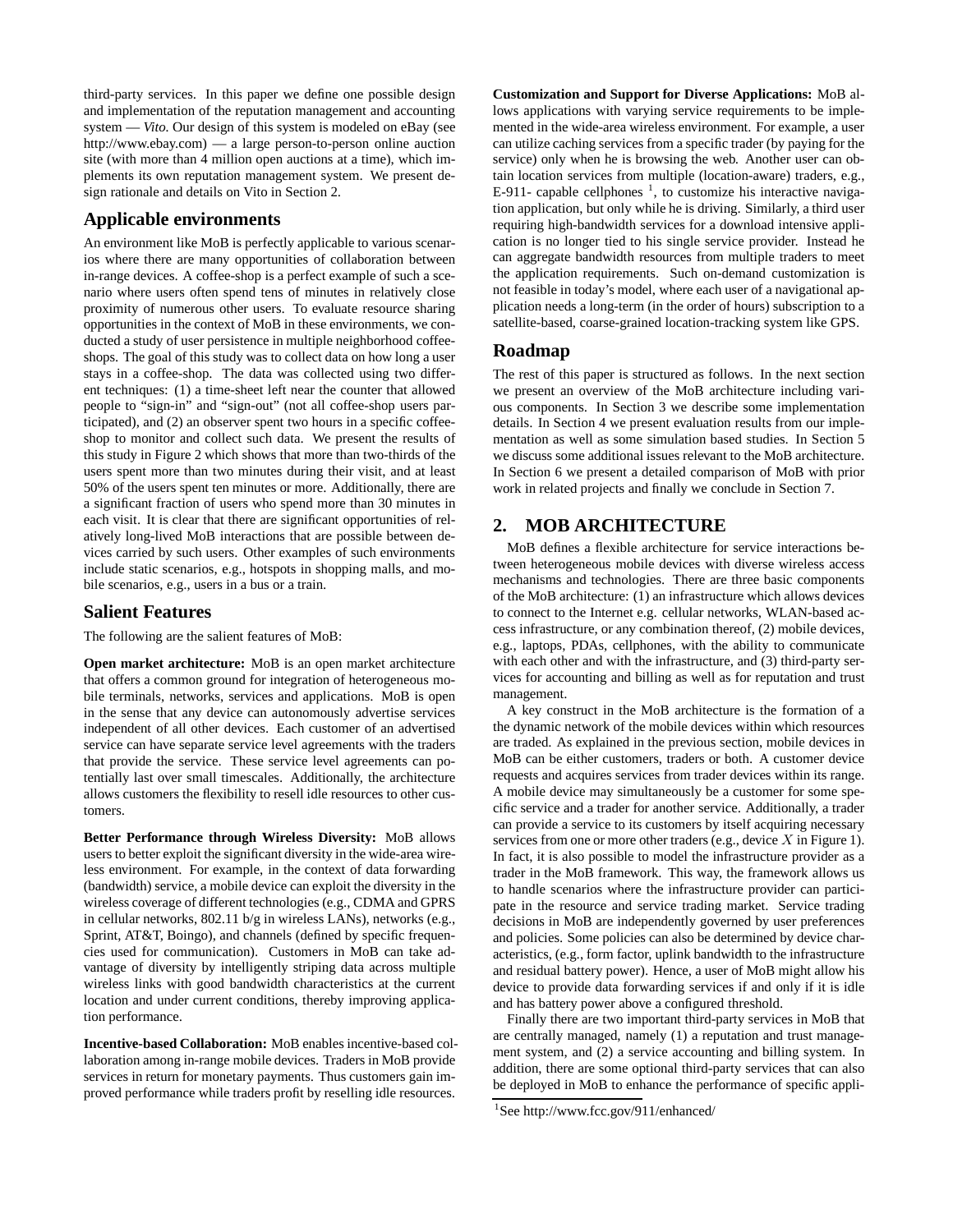third-party services. In this paper we define one possible design and implementation of the reputation management and accounting system — *Vito*. Our design of this system is modeled on eBay (see http://www.ebay.com) — a large person-to-person online auction site (with more than 4 million open auctions at a time), which implements its own reputation management system. We present design rationale and details on Vito in Section 2.

## Applicable environments

An environment like MoB is perfectly applicable to various scenarios where there are many opportunities of collaboration between in-range devices. A coffee-shop is a perfect example of such a scenario where users often spend tens of minutes in relatively close proximity of numerous other users. To evaluate resource sharing opportunities in the context of MoB in these environments, we conducted a study of user persistence in multiple neighborhood coffee-shops. The goal of this study was to collect data on how long a user stays in a coffee-shop. The data was collected using two different techniques: (1) a time-sheet left near the counter that allowed people to "sign-in" and "sign-out" (not all coffee-shop users participated), and (2) an observer spent two hours in a specific coffee-shop to monitor and collect such data. We present the results of this study in Figure 2 which shows that more than two-thirds of the users spent more than two minutes during their visit, and at least 50% of the users spent ten minutes or more. Additionally, there are a significant fraction of users who spend more than 30 minutes in each visit. It is clear that there are significant opportunities of relatively long-lived MoB interactions that are possible between devices carried by such users. Other examples of such environments include static scenarios, e.g., hotspots in shopping malls, and mobile scenarios, e.g., users in a bus or a train.

## Salient Features

The following are the salient features of MoB:

**Open market architecture:** MoB is an open market architecture that offers a common ground for integration of heterogeneous mobile terminals, networks, services and applications. MoB is open in the sense that any device can autonomously advertise services independent of all other devices. Each customer of an advertised service can have separate service level agreements with the traders that provide the service. These service level agreements can potentially last over small timescales. Additionally, the architecture allows customers the flexibility to resell idle resources to other customers.

**Better Performance through Wireless Diversity:** MoB allows users to better exploit the significant diversity in the wide-area wireless environment. For example, in the context of data forwarding (bandwidth) service, a mobile device can exploit the diversity in the wireless coverage of different technologies (e.g., CDMA and GPRS in cellular networks, 802.11 b/g in wireless LANs), networks (e.g., Sprint, AT&T, Boingo), and channels (defined by specific frequencies used for communication). Customers in MoB can take advantage of diversity by intelligently striping data across multiple wireless links with good bandwidth characteristics at the current location and under current conditions, thereby improving application performance.

**Incentive-based Collaboration:** MoB enables incentive-based collaboration among in-range mobile devices. Traders in MoB provide services in return for monetary payments. Thus customers gain improved performance while traders profit by reselling idle resources.

**Customization and Support for Diverse Applications:** MoB allows applications with varying service requirements to be implemented in the wide-area wireless environment. For example, a user can utilize caching services from a specific trader (by paying for the service) only when he is browsing the web. Another user can obtain location services from multiple (location-aware) traders, e.g., E-911- capable cellphones [1], to customize his interactive navigation application, but only while he is driving. Similarly, a third user requiring high-bandwidth services for a download intensive application is no longer tied to his single service provider. Instead he can aggregate bandwidth resources from multiple traders to meet the application requirements. Such on-demand customization is not feasible in today's model, where each user of a navigational application needs a long-term (in the order of hours) subscription to a satellite-based, coarse-grained location-tracking system like GPS.

## Roadmap

The rest of this paper is structured as follows. In the next section we present an overview of the MoB architecture including various components. In Section 3 we describe some implementation details. In Section 4 we present evaluation results from our implementation as well as some simulation based studies. In Section 5 we discuss some additional issues relevant to the MoB architecture. In Section 6 we present a detailed comparison of MoB with prior work in related projects and finally we conclude in Section 7.

# 2. MOB ARCHITECTURE

MoB defines a flexible architecture for service interactions between heterogeneous mobile devices with diverse wireless access mechanisms and technologies. There are three basic components of the MoB architecture: (1) an infrastructure which allows devices to connect to the Internet e.g. cellular networks, WLAN-based access infrastructure, or any combination thereof, (2) mobile devices, e.g., laptops, PDAs, cellphones, with the ability to communicate with each other and with the infrastructure, and (3) third-party services for accounting and billing as well as for reputation and trust management.

A key construct in the MoB architecture is the formation of a the dynamic network of the mobile devices within which resources are traded. As explained in the previous section, mobile devices in MoB can be either customers, traders or both. A customer device requests and acquires services from trader devices within its range. A mobile device may simultaneously be a customer for some specific service and a trader for another service. Additionally, a trader can provide a service to its customers by itself acquiring necessary services from one or more other traders (e.g., device $X$ in Figure 1). In fact, it is also possible to model the infrastructure provider as a trader in the MoB framework. This way, the framework allows us to handle scenarios where the infrastructure provider can participate in the resource and service trading market. Service trading decisions in MoB are independently governed by user preferences and policies. Some policies can also be determined by device characteristics, (e.g., form factor, uplink bandwidth to the infrastructure and residual battery power). Hence, a user of MoB might allow his device to provide data forwarding services if and only if it is idle and has battery power above a configured threshold.

Finally there are two important third-party services in MoB that are centrally managed, namely (1) a reputation and trust management system, and (2) a service accounting and billing system. In addition, there are some optional third-party services that can also be deployed in MoB to enhance the performance of specific appli-

[1] See http://www.fcc.gov/911/enhanced/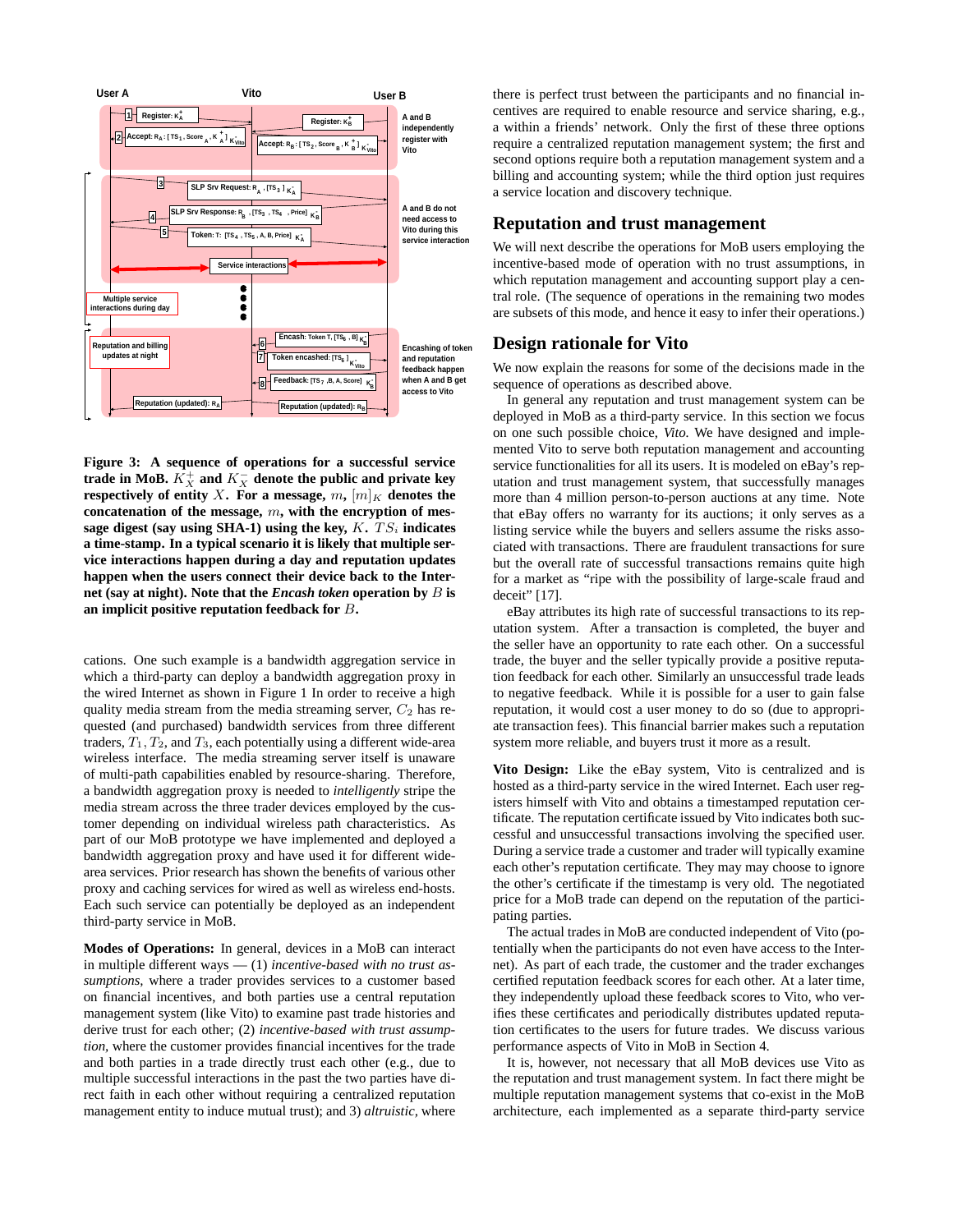**Figure 3: A sequence of operations for a successful service trade in MoB. $K_X^+$ and $K_X^-$ denote the public and private key respectively of entity $X$. For a message, $m$, $[m]_K$ denotes the concatenation of the message, $m$, with the encryption of message digest (say using SHA-1) using the key, $K$. $TS_i$ indicates a time-stamp. In a typical scenario it is likely that multiple service interactions happen during a day and reputation updates happen when the users connect their device back to the Internet (say at night). Note that the *Encash token* operation by $B$ is an implicit positive reputation feedback for $B$.**

cations. One such example is a bandwidth aggregation service in which a third-party can deploy a bandwidth aggregation proxy in the wired Internet as shown in Figure 1 In order to receive a high quality media stream from the media streaming server, $C_2$ has requested (and purchased) bandwidth services from three different traders, $T_1$, $T_2$, and $T_3$, each potentially using a different wide-area wireless interface. The media streaming server itself is unaware of multi-path capabilities enabled by resource-sharing. Therefore, a bandwidth aggregation proxy is needed to *intelligently* stripe the media stream across the three trader devices employed by the customer depending on individual wireless path characteristics. As part of our MoB prototype we have implemented and deployed a bandwidth aggregation proxy and have used it for different wide-area services. Prior research has shown the benefits of various other proxy and caching services for wired as well as wireless end-hosts. Each such service can potentially be deployed as an independent third-party service in MoB.

**Modes of Operations:** In general, devices in a MoB can interact in multiple different ways — (1) *incentive-based with no trust assumptions*, where a trader provides services to a customer based on financial incentives, and both parties use a central reputation management system (like Vito) to examine past trade histories and derive trust for each other; (2) *incentive-based with trust assumption*, where the customer provides financial incentives for the trade and both parties in a trade directly trust each other (e.g., due to multiple successful interactions in the past the two parties have direct faith in each other without requiring a centralized reputation management entity to induce mutual trust); and 3) *altruistic*, where there is perfect trust between the participants and no financial incentives are required to enable resource and service sharing, e.g., a within a friends' network. Only the first of these three options require a centralized reputation management system; the first and second options require both a reputation management system and a billing and accounting system; while the third option just requires a service location and discovery technique.

## Reputation and trust management

We will next describe the operations for MoB users employing the incentive-based mode of operation with no trust assumptions, in which reputation management and accounting support play a central role. (The sequence of operations in the remaining two modes are subsets of this mode, and hence it easy to infer their operations.)

## Design rationale for Vito

We now explain the reasons for some of the decisions made in the sequence of operations as described above.

In general any reputation and trust management system can be deployed in MoB as a third-party service. In this section we focus on one such possible choice, *Vito*. We have designed and implemented Vito to serve both reputation management and accounting service functionalities for all its users. It is modeled on eBay's reputation and trust management system, that successfully manages more than 4 million person-to-person auctions at any time. Note that eBay offers no warranty for its auctions; it only serves as a listing service while the buyers and sellers assume the risks associated with transactions. There are fraudulent transactions for sure but the overall rate of successful transactions remains quite high for a market as "ripe with the possibility of large-scale fraud and deceit" [17].

eBay attributes its high rate of successful transactions to its reputation system. After a transaction is completed, the buyer and the seller have an opportunity to rate each other. On a successful trade, the buyer and the seller typically provide a positive reputation feedback for each other. Similarly an unsuccessful trade leads to negative feedback. While it is possible for a user to gain false reputation, it would cost a user money to do so (due to appropriate transaction fees). This financial barrier makes such a reputation system more reliable, and buyers trust it more as a result.

**Vito Design:** Like the eBay system, Vito is centralized and is hosted as a third-party service in the wired Internet. Each user registers himself with Vito and obtains a timestamped reputation certificate. The reputation certificate issued by Vito indicates both successful and unsuccessful transactions involving the specified user. During a service trade a customer and trader will typically examine each other's reputation certificate. They may may choose to ignore the other's certificate if the timestamp is very old. The negotiated price for a MoB trade can depend on the reputation of the participating parties.

The actual trades in MoB are conducted independent of Vito (potentially when the participants do not even have access to the Internet). As part of each trade, the customer and the trader exchanges certified reputation feedback scores for each other. At a later time, they independently upload these feedback scores to Vito, who verifies these certificates and periodically distributes updated reputation certificates to the users for future trades. We discuss various performance aspects of Vito in MoB in Section 4.

It is, however, not necessary that all MoB devices use Vito as the reputation and trust management system. In fact there might be multiple reputation management systems that co-exist in the MoB architecture, each implemented as a separate third-party service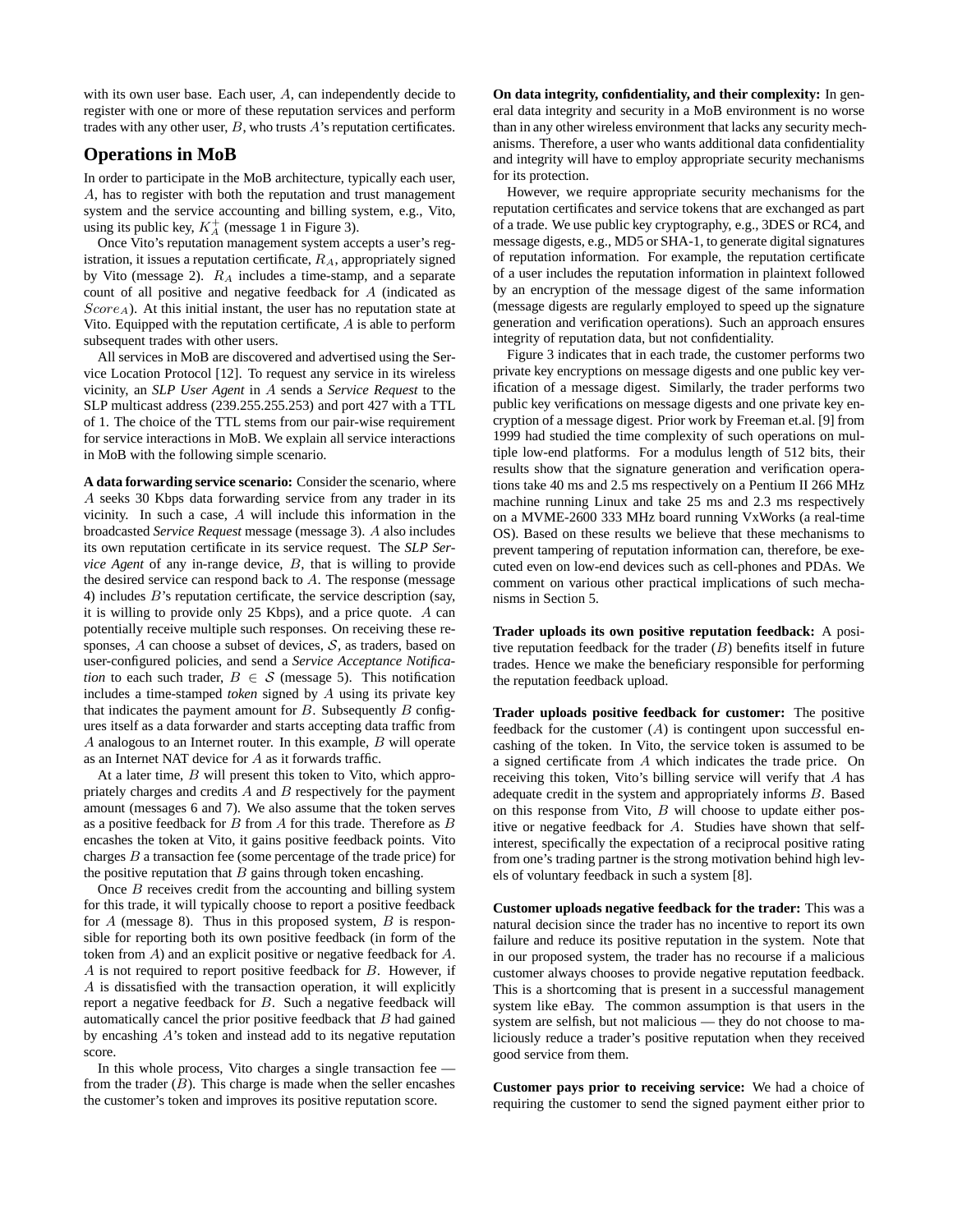with its own user base. Each user, $A$, can independently decide to register with one or more of these reputation services and perform trades with any other user, $B$, who trusts $A$'s reputation certificates.

## Operations in MoB

In order to participate in the MoB architecture, typically each user, $A$, has to register with both the reputation and trust management system and the service accounting and billing system, e.g., Vito, using its public key, $K_A^+$ (message 1 in Figure 3).

Once Vito's reputation management system accepts a user's registration, it issues a reputation certificate, $R_A$, appropriately signed by Vito (message 2). $R_A$ includes a time-stamp, and a separate count of all positive and negative feedback for $A$ (indicated as $Score_A$). At this initial instant, the user has no reputation state at Vito. Equipped with the reputation certificate, $A$ is able to perform subsequent trades with other users.

All services in MoB are discovered and advertised using the Service Location Protocol [12]. To request any service in its wireless vicinity, an *SLP User Agent* in $A$ sends a *Service Request* to the SLP multicast address (239.255.255.253) and port 427 with a TTL of 1. The choice of the TTL stems from our pair-wise requirement for service interactions in MoB. We explain all service interactions in MoB with the following simple scenario.

**A data forwarding service scenario:** Consider the scenario, where $A$ seeks 30 Kbps data forwarding service from any trader in its vicinity. In such a case, $A$ will include this information in the broadcasted *Service Request* message (message 3). $A$ also includes its own reputation certificate in its service request. The *SLP Service Agent* of any in-range device, $B$, that is willing to provide the desired service can respond back to $A$. The response (message 4) includes $B$'s reputation certificate, the service description (say, it is willing to provide only 25 Kbps), and a price quote. $A$ can potentially receive multiple such responses. On receiving these responses, $A$ can choose a subset of devices, $\mathcal{S}$, as traders, based on user-configured policies, and send a *Service Acceptance Notification* to each such trader, $B \in \mathcal{S}$ (message 5). This notification includes a time-stamped *token* signed by $A$ using its private key that indicates the payment amount for $B$. Subsequently $B$ configures itself as a data forwarder and starts accepting data traffic from $A$ analogous to an Internet router. In this example, $B$ will operate as an Internet NAT device for $A$ as it forwards traffic.

At a later time, $B$ will present this token to Vito, which appropriately charges and credits $A$ and $B$ respectively for the payment amount (messages 6 and 7). We also assume that the token serves as a positive feedback for $B$ from $A$ for this trade. Therefore as $B$ encashes the token at Vito, it gains positive feedback points. Vito charges $B$ a transaction fee (some percentage of the trade price) for the positive reputation that $B$ gains through token encashing.

Once $B$ receives credit from the accounting and billing system for this trade, it will typically choose to report a positive feedback for $A$ (message 8). Thus in this proposed system, $B$ is responsible for reporting both its own positive feedback (in form of the token from $A$) and an explicit positive or negative feedback for $A$. $A$ is not required to report positive feedback for $B$. However, if $A$ is dissatisfied with the transaction operation, it will explicitly report a negative feedback for $B$. Such a negative feedback will automatically cancel the prior positive feedback that $B$ had gained by encashing $A$'s token and instead add to its negative reputation score.

In this whole process, Vito charges a single transaction fee — from the trader ($B$). This charge is made when the seller encashes the customer's token and improves its positive reputation score.

**On data integrity, confidentiality, and their complexity:** In general data integrity and security in a MoB environment is no worse than in any other wireless environment that lacks any security mechanisms. Therefore, a user who wants additional data confidentiality and integrity will have to employ appropriate security mechanisms for its protection.

However, we require appropriate security mechanisms for the reputation certificates and service tokens that are exchanged as part of a trade. We use public key cryptography, e.g., 3DES or RC4, and message digests, e.g., MD5 or SHA-1, to generate digital signatures of reputation information. For example, the reputation certificate of a user includes the reputation information in plaintext followed by an encryption of the message digest of the same information (message digests are regularly employed to speed up the signature generation and verification operations). Such an approach ensures integrity of reputation data, but not confidentiality.

Figure 3 indicates that in each trade, the customer performs two private key encryptions on message digests and one public key verification of a message digest. Similarly, the trader performs two public key verifications on message digests and one private key encryption of a message digest. Prior work by Freeman et.al. [9] from 1999 had studied the time complexity of such operations on multiple low-end platforms. For a modulus length of 512 bits, their results show that the signature generation and verification operations take 40 ms and 2.5 ms respectively on a Pentium II 266 MHz machine running Linux and take 25 ms and 2.3 ms respectively on a MVME-2600 333 MHz board running VxWorks (a real-time OS). Based on these results we believe that these mechanisms to prevent tampering of reputation information can, therefore, be executed even on low-end devices such as cell-phones and PDAs. We comment on various other practical implications of such mechanisms in Section 5.

**Trader uploads its own positive reputation feedback:** A positive reputation feedback for the trader ($B$) benefits itself in future trades. Hence we make the beneficiary responsible for performing the reputation feedback upload.

**Trader uploads positive feedback for customer:** The positive feedback for the customer ($A$) is contingent upon successful encashing of the token. In Vito, the service token is assumed to be a signed certificate from $A$ which indicates the trade price. On receiving this token, Vito's billing service will verify that $A$ has adequate credit in the system and appropriately informs $B$. Based on this response from Vito, $B$ will choose to update either positive or negative feedback for $A$. Studies have shown that self-interest, specifically the expectation of a reciprocal positive rating from one's trading partner is the strong motivation behind high levels of voluntary feedback in such a system [8].

**Customer uploads negative feedback for the trader:** This was a natural decision since the trader has no incentive to report its own failure and reduce its positive reputation in the system. Note that in our proposed system, the trader has no recourse if a malicious customer always chooses to provide negative reputation feedback. This is a shortcoming that is present in a successful management system like eBay. The common assumption is that users in the system are selfish, but not malicious — they do not choose to maliciously reduce a trader's positive reputation when they received good service from them.

**Customer pays prior to receiving service:** We had a choice of requiring the customer to send the signed payment either prior to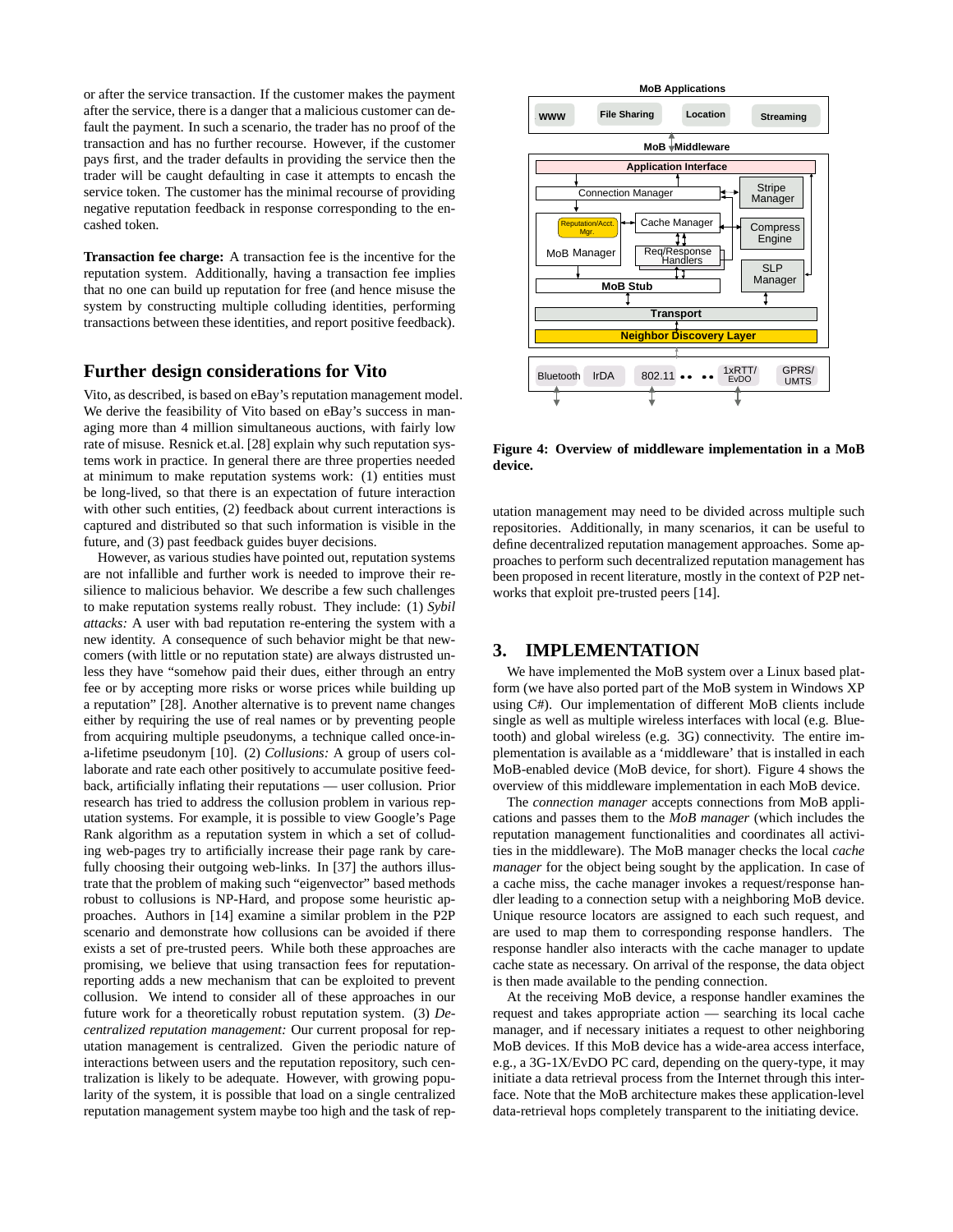or after the service transaction. If the customer makes the payment after the service, there is a danger that a malicious customer can default the payment. In such a scenario, the trader has no proof of the transaction and has no further recourse. However, if the customer pays first, and the trader defaults in providing the service then the trader will be caught defaulting in case it attempts to encash the service token. The customer has the minimal recourse of providing negative reputation feedback in response corresponding to the encashed token.

**Transaction fee charge:** A transaction fee is the incentive for the reputation system. Additionally, having a transaction fee implies that no one can build up reputation for free (and hence misuse the system by constructing multiple colluding identities, performing transactions between these identities, and report positive feedback).

## Further design considerations for Vito

Vito, as described, is based on eBay's reputation management model. We derive the feasibility of Vito based on eBay's success in managing more than 4 million simultaneous auctions, with fairly low rate of misuse. Resnick et.al. [28] explain why such reputation systems work in practice. In general there are three properties needed at minimum to make reputation systems work: (1) entities must be long-lived, so that there is an expectation of future interaction with other such entities, (2) feedback about current interactions is captured and distributed so that such information is visible in the future, and (3) past feedback guides buyer decisions.

However, as various studies have pointed out, reputation systems are not infallible and further work is needed to improve their resilience to malicious behavior. We describe a few such challenges to make reputation systems really robust. They include: (1) *Sybil attacks:* A user with bad reputation re-entering the system with a new identity. A consequence of such behavior might be that newcomers (with little or no reputation state) are always distrusted unless they have "somehow paid their dues, either through an entry fee or by accepting more risks or worse prices while building up a reputation" [28]. Another alternative is to prevent name changes either by requiring the use of real names or by preventing people from acquiring multiple pseudonyms, a technique called once-in-a-lifetime pseudonym [10]. (2) *Collusions:* A group of users collaborate and rate each other positively to accumulate positive feedback, artificially inflating their reputations — user collusion. Prior research has tried to address the collusion problem in various reputation systems. For example, it is possible to view Google's Page Rank algorithm as a reputation system in which a set of colluding web-pages try to artificially increase their page rank by carefully choosing their outgoing web-links. In [37] the authors illustrate that the problem of making such "eigenvector" based methods robust to collusions is NP-Hard, and propose some heuristic approaches. Authors in [14] examine a similar problem in the P2P scenario and demonstrate how collusions can be avoided if there exists a set of pre-trusted peers. While both these approaches are promising, we believe that using transaction fees for reputation-reporting adds a new mechanism that can be exploited to prevent collusion. We intend to consider all of these approaches in our future work for a theoretically robust reputation system. (3) *Decentralized reputation management:* Our current proposal for reputation management is centralized. Given the periodic nature of interactions between users and the reputation repository, such centralization is likely to be adequate. However, with growing popularity of the system, it is possible that load on a single centralized reputation management system maybe too high and the task of reputation management may need to be divided across multiple such repositories. Additionally, in many scenarios, it can be useful to define decentralized reputation management approaches. Some approaches to perform such decentralized reputation management has been proposed in recent literature, mostly in the context of P2P networks that exploit pre-trusted peers [14].

MoB Applications

WWW
File Sharing
Location
Streaming

MoB Middleware

Application Interface
Connection Manager
Stripe Manager
Reputation/Acct. Mgr.
Cache Manager
Compress Engine
MoB Manager
Req/Response Handlers
SLP Manager
MoB Stub
Transport
Neighbor Discovery Layer

Bluetooth
IrDA
802.11
1xRTT/ EvDO
GPRS/ UMTS

**Figure 4: Overview of middleware implementation in a MoB device.**

# 3. IMPLEMENTATION

We have implemented the MoB system over a Linux based platform (we have also ported part of the MoB system in Windows XP using C#). Our implementation of different MoB clients include single as well as multiple wireless interfaces with local (e.g. Bluetooth) and global wireless (e.g. 3G) connectivity. The entire implementation is available as a 'middleware' that is installed in each MoB-enabled device (MoB device, for short). Figure 4 shows the overview of this middleware implementation in each MoB device.

The *connection manager* accepts connections from MoB applications and passes them to the *MoB manager* (which includes the reputation management functionalities and coordinates all activities in the middleware). The MoB manager checks the local *cache manager* for the object being sought by the application. In case of a cache miss, the cache manager invokes a request/response handler leading to a connection setup with a neighboring MoB device. Unique resource locators are assigned to each such request, and are used to map them to corresponding response handlers. The response handler also interacts with the cache manager to update cache state as necessary. On arrival of the response, the data object is then made available to the pending connection.

At the receiving MoB device, a response handler examines the request and takes appropriate action — searching its local cache manager, and if necessary initiates a request to other neighboring MoB devices. If this MoB device has a wide-area access interface, e.g., a 3G-1X/EvDO PC card, depending on the query-type, it may initiate a data retrieval process from the Internet through this interface. Note that the MoB architecture makes these application-level data-retrieval hops completely transparent to the initiating device.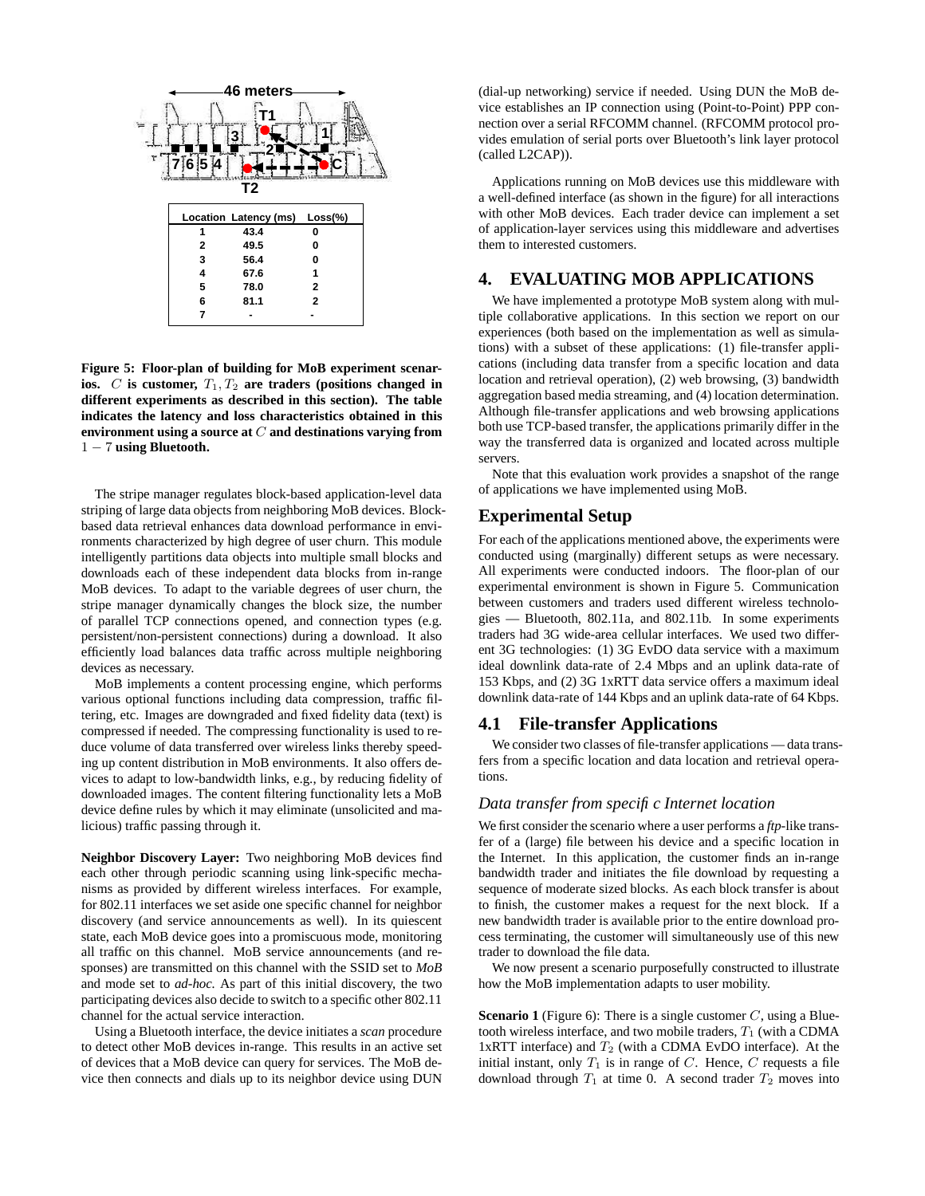46 meters

T1

3

1

2

7 6 5 4

C

T2

| Location | Latency (ms) | Loss(%) |
|---|---|---|
| 1 | 43.4 | 0 |
| 2 | 49.5 | 0 |
| 3 | 56.4 | 0 |
| 4 | 67.6 | 1 |
| 5 | 78.0 | 2 |
| 6 | 81.1 | 2 |
| 7 | - | - |

**Figure 5: Floor-plan of building for MoB experiment scenarios. $C$ is customer, $T_1, T_2$ are traders (positions changed in different experiments as described in this section). The table indicates the latency and loss characteristics obtained in this environment using a source at $C$ and destinations varying from $1-7$ using Bluetooth.**

The stripe manager regulates block-based application-level data striping of large data objects from neighboring MoB devices. Block-based data retrieval enhances data download performance in environments characterized by high degree of user churn. This module intelligently partitions data objects into multiple small blocks and downloads each of these independent data blocks from in-range MoB devices. To adapt to the variable degrees of user churn, the stripe manager dynamically changes the block size, the number of parallel TCP connections opened, and connection types (e.g. persistent/non-persistent connections) during a download. It also efficiently load balances data traffic across multiple neighboring devices as necessary.

MoB implements a content processing engine, which performs various optional functions including data compression, traffic filtering, etc. Images are downgraded and fixed fidelity data (text) is compressed if needed. The compressing functionality is used to reduce volume of data transferred over wireless links thereby speeding up content distribution in MoB environments. It also offers devices to adapt to low-bandwidth links, e.g., by reducing fidelity of downloaded images. The content filtering functionality lets a MoB device define rules by which it may eliminate (unsolicited and malicious) traffic passing through it.

**Neighbor Discovery Layer:** Two neighboring MoB devices find each other through periodic scanning using link-specific mechanisms as provided by different wireless interfaces. For example, for 802.11 interfaces we set aside one specific channel for neighbor discovery (and service announcements as well). In its quiescent state, each MoB device goes into a promiscuous mode, monitoring all traffic on this channel. MoB service announcements (and responses) are transmitted on this channel with the SSID set to *MoB* and mode set to *ad-hoc*. As part of this initial discovery, the two participating devices also decide to switch to a specific other 802.11 channel for the actual service interaction.

Using a Bluetooth interface, the device initiates a *scan* procedure to detect other MoB devices in-range. This results in an active set of devices that a MoB device can query for services. The MoB device then connects and dials up to its neighbor device using DUN (dial-up networking) service if needed. Using DUN the MoB device establishes an IP connection using (Point-to-Point) PPP connection over a serial RFCOMM channel. (RFCOMM protocol provides emulation of serial ports over Bluetooth's link layer protocol (called L2CAP)).

Applications running on MoB devices use this middleware with a well-defined interface (as shown in the figure) for all interactions with other MoB devices. Each trader device can implement a set of application-layer services using this middleware and advertises them to interested customers.

# 4. EVALUATING MOB APPLICATIONS

We have implemented a prototype MoB system along with multiple collaborative applications. In this section we report on our experiences (both based on the implementation as well as simulations) with a subset of these applications: (1) file-transfer applications (including data transfer from a specific location and data location and retrieval operation), (2) web browsing, (3) bandwidth aggregation based media streaming, and (4) location determination. Although file-transfer applications and web browsing applications both use TCP-based transfer, the applications primarily differ in the way the transferred data is organized and located across multiple servers.

Note that this evaluation work provides a snapshot of the range of applications we have implemented using MoB.

## Experimental Setup

For each of the applications mentioned above, the experiments were conducted using (marginally) different setups as were necessary. All experiments were conducted indoors. The floor-plan of our experimental environment is shown in Figure 5. Communication between customers and traders used different wireless technologies — Bluetooth, 802.11a, and 802.11b. In some experiments traders had 3G wide-area cellular interfaces. We used two different 3G technologies: (1) 3G EvDO data service with a maximum ideal downlink data-rate of 2.4 Mbps and an uplink data-rate of 153 Kbps, and (2) 3G 1xRTT data service offers a maximum ideal downlink data-rate of 144 Kbps and an uplink data-rate of 64 Kbps.

## 4.1 File-transfer Applications

We consider two classes of file-transfer applications — data transfers from a specific location and data location and retrieval operations.

### *Data transfer from specific Internet location*

We first consider the scenario where a user performs a *ftp*-like transfer of a (large) file between his device and a specific location in the Internet. In this application, the customer finds an in-range bandwidth trader and initiates the file download by requesting a sequence of moderate sized blocks. As each block transfer is about to finish, the customer makes a request for the next block. If a new bandwidth trader is available prior to the entire download process terminating, the customer will simultaneously use of this new trader to download the file data.

We now present a scenario purposefully constructed to illustrate how the MoB implementation adapts to user mobility.

**Scenario 1** (Figure 6): There is a single customer $C$, using a Bluetooth wireless interface, and two mobile traders, $T_1$ (with a CDMA 1xRTT interface) and $T_2$ (with a CDMA EvDO interface). At the initial instant, only $T_1$ is in range of $C$. Hence, $C$ requests a file download through $T_1$ at time 0. A second trader $T_2$ moves into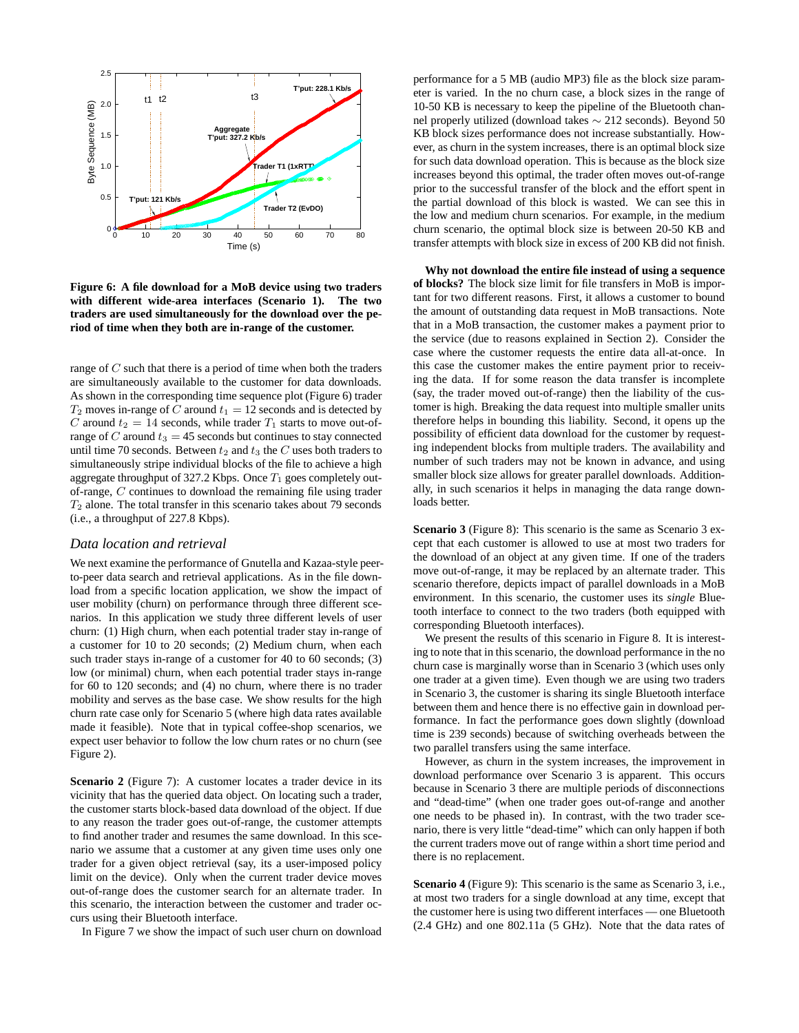2.5

2.0

1.5

1.0

0.5

0

Byte Sequence (MB)

0 10 20 30 40 50 60 70 80

Time (s)

t1 t2

t3

T'put: 228.1 Kb/s

Aggregate
T'put: 327.2 Kb/s

Trader T1 (1xRTT)

T'put: 121 Kb/s

Trader T2 (EvDO)

**Figure 6: A file download for a MoB device using two traders with different wide-area interfaces (Scenario 1). The two traders are used simultaneously for the download over the period of time when they both are in-range of the customer.**

range of $C$ such that there is a period of time when both the traders are simultaneously available to the customer for data downloads. As shown in the corresponding time sequence plot (Figure 6) trader $T_2$ moves in-range of $C$ around $t_1 = 12$ seconds and is detected by $C$ around $t_2 = 14$ seconds, while trader $T_1$ starts to move out-of-range of $C$ around $t_3 = 45$ seconds but continues to stay connected until time 70 seconds. Between $t_2$ and $t_3$ the $C$ uses both traders to simultaneously stripe individual blocks of the file to achieve a high aggregate throughput of 327.2 Kbps. Once $T_1$ goes completely out-of-range, $C$ continues to download the remaining file using trader $T_2$ alone. The total transfer in this scenario takes about 79 seconds (i.e., a throughput of 227.8 Kbps).

### *Data location and retrieval*

We next examine the performance of Gnutella and Kazaa-style peer-to-peer data search and retrieval applications. As in the file download from a specific location application, we show the impact of user mobility (churn) on performance through three different scenarios. In this application we study three different levels of user churn: (1) High churn, when each potential trader stay in-range of a customer for 10 to 20 seconds; (2) Medium churn, when each such trader stays in-range of a customer for 40 to 60 seconds; (3) low (or minimal) churn, when each potential trader stays in-range for 60 to 120 seconds; and (4) no churn, where there is no trader mobility and serves as the base case. We show results for the high churn rate case only for Scenario 5 (where high data rates available made it feasible). Note that in typical coffee-shop scenarios, we expect user behavior to follow the low churn rates or no churn (see Figure 2).

**Scenario 2** (Figure 7): A customer locates a trader device in its vicinity that has the queried data object. On locating such a trader, the customer starts block-based data download of the object. If due to any reason the trader goes out-of-range, the customer attempts to find another trader and resumes the same download. In this scenario we assume that a customer at any given time uses only one trader for a given object retrieval (say, its a user-imposed policy limit on the device). Only when the current trader device moves out-of-range does the customer search for an alternate trader. In this scenario, the interaction between the customer and trader occurs using their Bluetooth interface.

In Figure 7 we show the impact of such user churn on download performance for a 5 MB (audio MP3) file as the block size parameter is varied. In the no churn case, a block sizes in the range of 10-50 KB is necessary to keep the pipeline of the Bluetooth channel properly utilized (download takes $\sim 212$ seconds). Beyond 50 KB block sizes performance does not increase substantially. However, as churn in the system increases, there is an optimal block size for such data download operation. This is because as the block size increases beyond this optimal, the trader often moves out-of-range prior to the successful transfer of the block and the effort spent in the partial download of this block is wasted. We can see this in the low and medium churn scenarios. For example, in the medium churn scenario, the optimal block size is between 20-50 KB and transfer attempts with block size in excess of 200 KB did not finish.

**Why not download the entire file instead of using a sequence of blocks?** The block size limit for file transfers in MoB is important for two different reasons. First, it allows a customer to bound the amount of outstanding data request in MoB transactions. Note that in a MoB transaction, the customer makes a payment prior to the service (due to reasons explained in Section 2). Consider the case where the customer requests the entire data all-at-once. In this case the customer makes the entire payment prior to receiving the data. If for some reason the data transfer is incomplete (say, the trader moved out-of-range) then the liability of the customer is high. Breaking the data request into multiple smaller units therefore helps in bounding this liability. Second, it opens up the possibility of efficient data download for the customer by requesting independent blocks from multiple traders. The availability and number of such traders may not be known in advance, and using smaller block size allows for greater parallel downloads. Additionally, in such scenarios it helps in managing the data range downloads better.

**Scenario 3** (Figure 8): This scenario is the same as Scenario 3 except that each customer is allowed to use at most two traders for the download of an object at any given time. If one of the traders move out-of-range, it may be replaced by an alternate trader. This scenario therefore, depicts impact of parallel downloads in a MoB environment. In this scenario, the customer uses its *single* Bluetooth interface to connect to the two traders (both equipped with corresponding Bluetooth interfaces).

We present the results of this scenario in Figure 8. It is interesting to note that in this scenario, the download performance in the no churn case is marginally worse than in Scenario 3 (which uses only one trader at a given time). Even though we are using two traders in Scenario 3, the customer is sharing its single Bluetooth interface between them and hence there is no effective gain in download performance. In fact the performance goes down slightly (download time is 239 seconds) because of switching overheads between the two parallel transfers using the same interface.

However, as churn in the system increases, the improvement in download performance over Scenario 3 is apparent. This occurs because in Scenario 3 there are multiple periods of disconnections and "dead-time" (when one trader goes out-of-range and another one needs to be phased in). In contrast, with the two trader scenario, there is very little "dead-time" which can only happen if both the current traders move out of range within a short time period and there is no replacement.

**Scenario 4** (Figure 9): This scenario is the same as Scenario 3, i.e., at most two traders for a single download at any time, except that the customer here is using two different interfaces — one Bluetooth (2.4 GHz) and one 802.11a (5 GHz). Note that the data rates of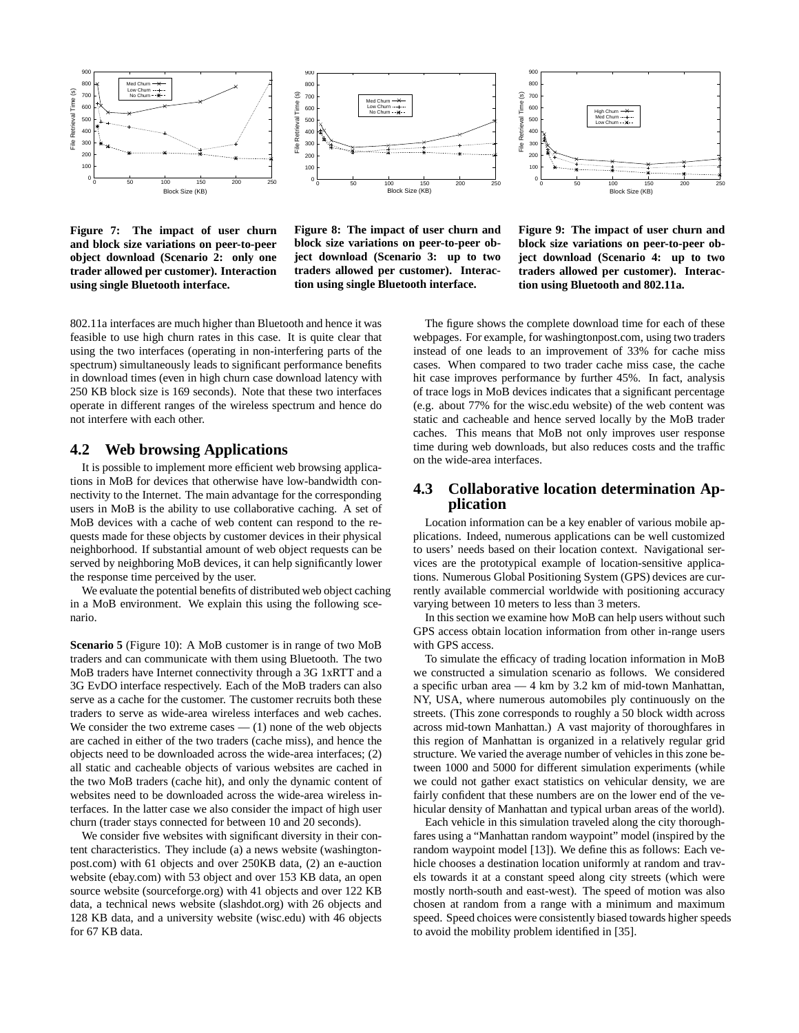**Figure 7: The impact of user churn and block size variations on peer-to-peer object download (Scenario 2: only one trader allowed per customer). Interaction using single Bluetooth interface.**

**Figure 8: The impact of user churn and block size variations on peer-to-peer object download (Scenario 3: up to two traders allowed per customer). Interaction using single Bluetooth interface.**

**Figure 9: The impact of user churn and block size variations on peer-to-peer object download (Scenario 4: up to two traders allowed per customer). Interaction using Bluetooth and 802.11a.**

802.11a interfaces are much higher than Bluetooth and hence it was feasible to use high churn rates in this case. It is quite clear that using the two interfaces (operating in non-interfering parts of the spectrum) simultaneously leads to significant performance benefits in download times (even in high churn case download latency with 250 KB block size is 169 seconds). Note that these two interfaces operate in different ranges of the wireless spectrum and hence do not interfere with each other.

## 4.2 Web browsing Applications

It is possible to implement more efficient web browsing applications in MoB for devices that otherwise have low-bandwidth connectivity to the Internet. The main advantage for the corresponding users in MoB is the ability to use collaborative caching. A set of MoB devices with a cache of web content can respond to the requests made for these objects by customer devices in their physical neighborhood. If substantial amount of web object requests can be served by neighboring MoB devices, it can help significantly lower the response time perceived by the user.

We evaluate the potential benefits of distributed web object caching in a MoB environment. We explain this using the following scenario.

**Scenario 5** (Figure 10): A MoB customer is in range of two MoB traders and can communicate with them using Bluetooth. The two MoB traders have Internet connectivity through a 3G 1xRTT and a 3G EvDO interface respectively. Each of the MoB traders can also serve as a cache for the customer. The customer recruits both these traders to serve as wide-area wireless interfaces and web caches. We consider the two extreme cases — (1) none of the web objects are cached in either of the two traders (cache miss), and hence the objects need to be downloaded across the wide-area interfaces; (2) all static and cacheable objects of various websites are cached in the two MoB traders (cache hit), and only the dynamic content of websites need to be downloaded across the wide-area wireless interfaces. In the latter case we also consider the impact of high user churn (trader stays connected for between 10 and 20 seconds).

We consider five websites with significant diversity in their content characteristics. They include (a) a news website (washingtonpost.com) with 61 objects and over 250KB data, (2) an e-auction website (ebay.com) with 53 object and over 153 KB data, an open source website (sourceforge.org) with 41 objects and over 122 KB data, a technical news website (slashdot.org) with 26 objects and 128 KB data, and a university website (wisc.edu) with 46 objects for 67 KB data.

The figure shows the complete download time for each of these webpages. For example, for washingtonpost.com, using two traders instead of one leads to an improvement of 33% for cache miss cases. When compared to two trader cache miss case, the cache hit case improves performance by further 45%. In fact, analysis of trace logs in MoB devices indicates that a significant percentage (e.g. about 77% for the wisc.edu website) of the web content was static and cacheable and hence served locally by the MoB trader caches. This means that MoB not only improves user response time during web downloads, but also reduces costs and the traffic on the wide-area interfaces.

## 4.3 Collaborative location determination Application

Location information can be a key enabler of various mobile applications. Indeed, numerous applications can be well customized to users' needs based on their location context. Navigational services are the prototypical example of location-sensitive applications. Numerous Global Positioning System (GPS) devices are currently available commercial worldwide with positioning accuracy varying between 10 meters to less than 3 meters.

In this section we examine how MoB can help users without such GPS access obtain location information from other in-range users with GPS access.

To simulate the efficacy of trading location information in MoB we constructed a simulation scenario as follows. We considered a specific urban area — 4 km by 3.2 km of mid-town Manhattan, NY, USA, where numerous automobiles ply continuously on the streets. (This zone corresponds to roughly a 50 block width across across mid-town Manhattan.) A vast majority of thoroughfares in this region of Manhattan is organized in a relatively regular grid structure. We varied the average number of vehicles in this zone between 1000 and 5000 for different simulation experiments (while we could not gather exact statistics on vehicular density, we are fairly confident that these numbers are on the lower end of the vehicular density of Manhattan and typical urban areas of the world).

Each vehicle in this simulation traveled along the city thoroughfares using a "Manhattan random waypoint" model (inspired by the random waypoint model [13]). We define this as follows: Each vehicle chooses a destination location uniformly at random and travels towards it at a constant speed along city streets (which were mostly north-south and east-west). The speed of motion was also chosen at random from a range with a minimum and maximum speed. Speed choices were consistently biased towards higher speeds to avoid the mobility problem identified in [35].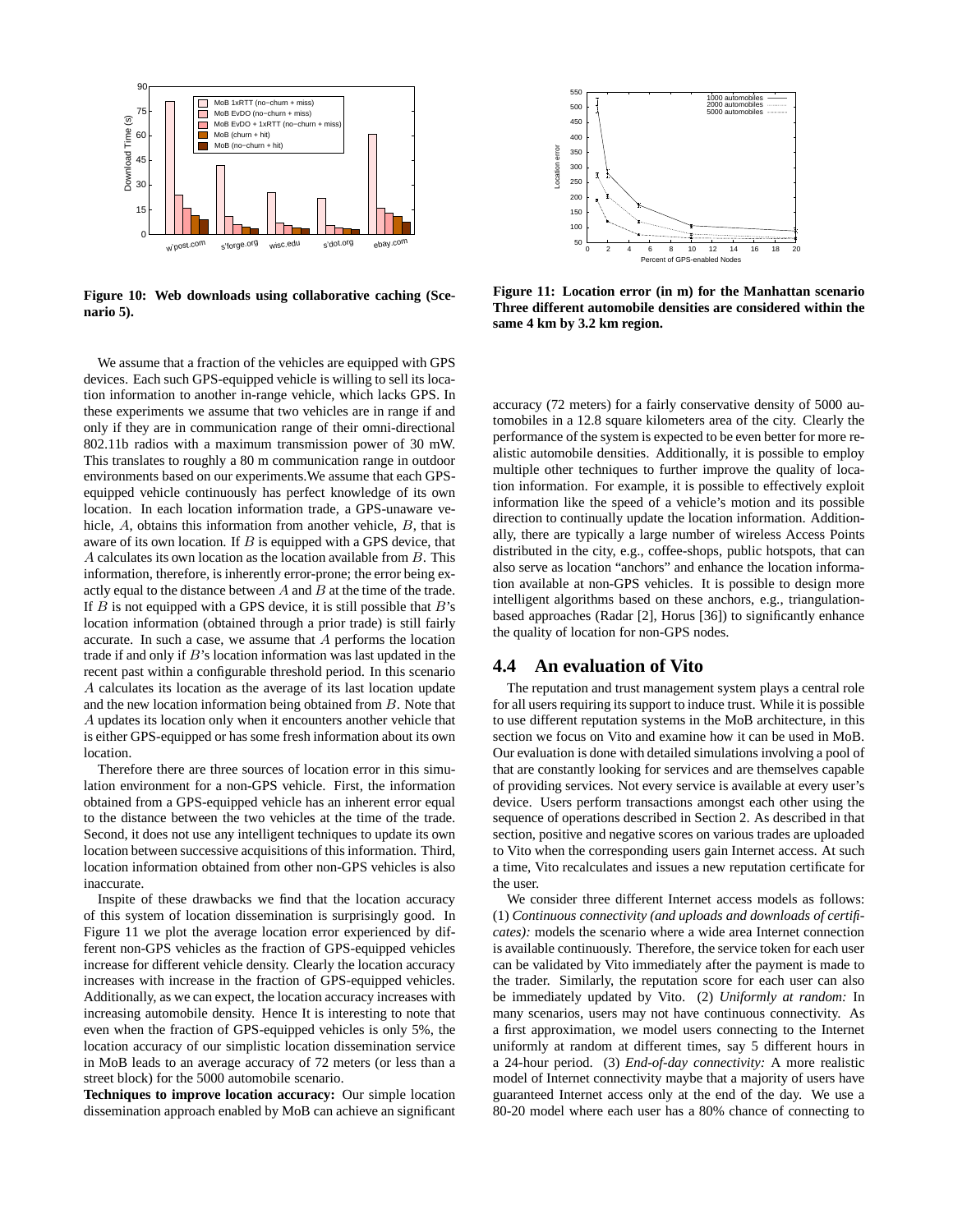Figure 10: Web downloads using collaborative caching (Scenario 5).

Figure 11: Location error (in m) for the Manhattan scenario Three different automobile densities are considered within the same 4 km by 3.2 km region.

We assume that a fraction of the vehicles are equipped with GPS devices. Each such GPS-equipped vehicle is willing to sell its location information to another in-range vehicle, which lacks GPS. In these experiments we assume that two vehicles are in range if and only if they are in communication range of their omni-directional 802.11b radios with a maximum transmission power of 30 mW. This translates to roughly a 80 m communication range in outdoor environments based on our experiments.We assume that each GPS-equipped vehicle continuously has perfect knowledge of its own location. In each location information trade, a GPS-unaware vehicle, $A$, obtains this information from another vehicle, $B$, that is aware of its own location. If $B$ is equipped with a GPS device, that $A$ calculates its own location as the location available from $B$. This information, therefore, is inherently error-prone; the error being exactly equal to the distance between $A$ and $B$ at the time of the trade. If $B$ is not equipped with a GPS device, it is still possible that $B$'s location information (obtained through a prior trade) is still fairly accurate. In such a case, we assume that $A$ performs the location trade if and only if $B$'s location information was last updated in the recent past within a configurable threshold period. In this scenario $A$ calculates its location as the average of its last location update and the new location information being obtained from $B$. Note that $A$ updates its location only when it encounters another vehicle that is either GPS-equipped or has some fresh information about its own location.

Therefore there are three sources of location error in this simulation environment for a non-GPS vehicle. First, the information obtained from a GPS-equipped vehicle has an inherent error equal to the distance between the two vehicles at the time of the trade. Second, it does not use any intelligent techniques to update its own location between successive acquisitions of this information. Third, location information obtained from other non-GPS vehicles is also inaccurate.

Inspite of these drawbacks we find that the location accuracy of this system of location dissemination is surprisingly good. In Figure 11 we plot the average location error experienced by different non-GPS vehicles as the fraction of GPS-equipped vehicles increase for different vehicle density. Clearly the location accuracy increases with increase in the fraction of GPS-equipped vehicles. Additionally, as we can expect, the location accuracy increases with increasing automobile density. Hence It is interesting to note that even when the fraction of GPS-equipped vehicles is only 5%, the location accuracy of our simplistic location dissemination service in MoB leads to an average accuracy of 72 meters (or less than a street block) for the 5000 automobile scenario.

**Techniques to improve location accuracy:** Our simple location dissemination approach enabled by MoB can achieve an significant accuracy (72 meters) for a fairly conservative density of 5000 automobiles in a 12.8 square kilometers area of the city. Clearly the performance of the system is expected to be even better for more realistic automobile densities. Additionally, it is possible to employ multiple other techniques to further improve the quality of location information. For example, it is possible to effectively exploit information like the speed of a vehicle's motion and its possible direction to continually update the location information. Additionally, there are typically a large number of wireless Access Points distributed in the city, e.g., coffee-shops, public hotspots, that can also serve as location "anchors" and enhance the location information available at non-GPS vehicles. It is possible to design more intelligent algorithms based on these anchors, e.g., triangulation-based approaches (Radar [2], Horus [36]) to significantly enhance the quality of location for non-GPS nodes.

## 4.4 An evaluation of Vito

The reputation and trust management system plays a central role for all users requiring its support to induce trust. While it is possible to use different reputation systems in the MoB architecture, in this section we focus on Vito and examine how it can be used in MoB. Our evaluation is done with detailed simulations involving a pool of that are constantly looking for services and are themselves capable of providing services. Not every service is available at every user's device. Users perform transactions amongst each other using the sequence of operations described in Section 2. As described in that section, positive and negative scores on various trades are uploaded to Vito when the corresponding users gain Internet access. At such a time, Vito recalculates and issues a new reputation certificate for the user.

We consider three different Internet access models as follows: (1) *Continuous connectivity (and uploads and downloads of certificates):* models the scenario where a wide area Internet connection is available continuously. Therefore, the service token for each user can be validated by Vito immediately after the payment is made to the trader. Similarly, the reputation score for each user can also be immediately updated by Vito. (2) *Uniformly at random:* In many scenarios, users may not have continuous connectivity. As a first approximation, we model users connecting to the Internet uniformly at random at different times, say 5 different hours in a 24-hour period. (3) *End-of-day connectivity:* A more realistic model of Internet connectivity maybe that a majority of users have guaranteed Internet access only at the end of the day. We use a 80-20 model where each user has a 80% chance of connecting to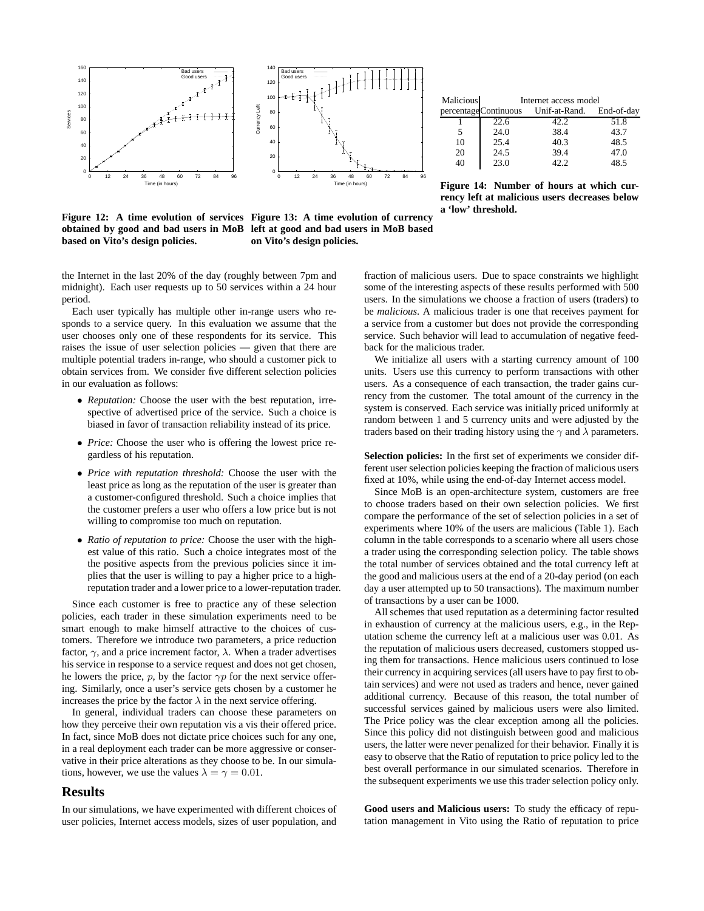160
140
120
100
80
60
40
20
0
Services
0 12 24 36 48 60 72 84 96
Time (in hours)
Bad users
Good users

**Figure 12: A time evolution of services obtained by good and bad users in MoB based on Vito's design policies.**

140
120
100
80
60
40
20
0
Currency Left
0 12 24 36 48 60 72 84 96
Time (in hours)
Bad users
Good users

**Figure 13: A time evolution of currency left at good and bad users in MoB based on Vito's design policies.**

| Malicious | Internet access model | | |
|---|---|---|---|
| percentage | Continuous | Unif-at-Rand. | End-of-day |
| 1 | 22.6 | 42.2 | 51.8 |
| 5 | 24.0 | 38.4 | 43.7 |
| 10 | 25.4 | 40.3 | 48.5 |
| 20 | 24.5 | 39.4 | 47.0 |
| 40 | 23.0 | 42.2 | 48.5 |

**Figure 14: Number of hours at which currency left at malicious users decreases below a 'low' threshold.**

the Internet in the last 20% of the day (roughly between 7pm and midnight). Each user requests up to 50 services within a 24 hour period.

Each user typically has multiple other in-range users who responds to a service query. In this evaluation we assume that the user chooses only one of these respondents for its service. This raises the issue of user selection policies — given that there are multiple potential traders in-range, who should a customer pick to obtain services from. We consider five different selection policies in our evaluation as follows:

- *Reputation:* Choose the user with the best reputation, irrespective of advertised price of the service. Such a choice is biased in favor of transaction reliability instead of its price.
- *Price:* Choose the user who is offering the lowest price regardless of his reputation.
- *Price with reputation threshold:* Choose the user with the least price as long as the reputation of the user is greater than a customer-configured threshold. Such a choice implies that the customer prefers a user who offers a low price but is not willing to compromise too much on reputation.
- *Ratio of reputation to price:* Choose the user with the highest value of this ratio. Such a choice integrates most of the the positive aspects from the previous policies since it implies that the user is willing to pay a higher price to a high-reputation trader and a lower price to a lower-reputation trader.

Since each customer is free to practice any of these selection policies, each trader in these simulation experiments need to be smart enough to make himself attractive to the choices of customers. Therefore we introduce two parameters, a price reduction factor, $\gamma$, and a price increment factor, $\lambda$. When a trader advertises his service in response to a service request and does not get chosen, he lowers the price, $p$, by the factor $\gamma p$ for the next service offering. Similarly, once a user's service gets chosen by a customer he increases the price by the factor $\lambda$ in the next service offering.

In general, individual traders can choose these parameters on how they perceive their own reputation vis a vis their offered price. In fact, since MoB does not dictate price choices such for any one, in a real deployment each trader can be more aggressive or conservative in their price alterations as they choose to be. In our simulations, however, we use the values $\lambda = \gamma = 0.01$.

## Results

In our simulations, we have experimented with different choices of user policies, Internet access models, sizes of user population, and fraction of malicious users. Due to space constraints we highlight some of the interesting aspects of these results performed with 500 users. In the simulations we choose a fraction of users (traders) to be *malicious*. A malicious trader is one that receives payment for a service from a customer but does not provide the corresponding service. Such behavior will lead to accumulation of negative feedback for the malicious trader.

We initialize all users with a starting currency amount of 100 units. Users use this currency to perform transactions with other users. As a consequence of each transaction, the trader gains currency from the customer. The total amount of the currency in the system is conserved. Each service was initially priced uniformly at random between 1 and 5 currency units and were adjusted by the traders based on their trading history using the $\gamma$ and $\lambda$ parameters.

**Selection policies:** In the first set of experiments we consider different user selection policies keeping the fraction of malicious users fixed at 10%, while using the end-of-day Internet access model.

Since MoB is an open-architecture system, customers are free to choose traders based on their own selection policies. We first compare the performance of the set of selection policies in a set of experiments where 10% of the users are malicious (Table 1). Each column in the table corresponds to a scenario where all users chose a trader using the corresponding selection policy. The table shows the total number of services obtained and the total currency left at the good and malicious users at the end of a 20-day period (on each day a user attempted up to 50 transactions). The maximum number of transactions by a user can be 1000.

All schemes that used reputation as a determining factor resulted in exhaustion of currency at the malicious users, e.g., in the Reputation scheme the currency left at a malicious user was 0.01. As the reputation of malicious users decreased, customers stopped using them for transactions. Hence malicious users continued to lose their currency in acquiring services (all users have to pay first to obtain services) and were not used as traders and hence, never gained additional currency. Because of this reason, the total number of successful services gained by malicious users were also limited. The Price policy was the clear exception among all the policies. Since this policy did not distinguish between good and malicious users, the latter were never penalized for their behavior. Finally it is easy to observe that the Ratio of reputation to price policy led to the best overall performance in our simulated scenarios. Therefore in the subsequent experiments we use this trader selection policy only.

**Good users and Malicious users:** To study the efficacy of reputation management in Vito using the Ratio of reputation to price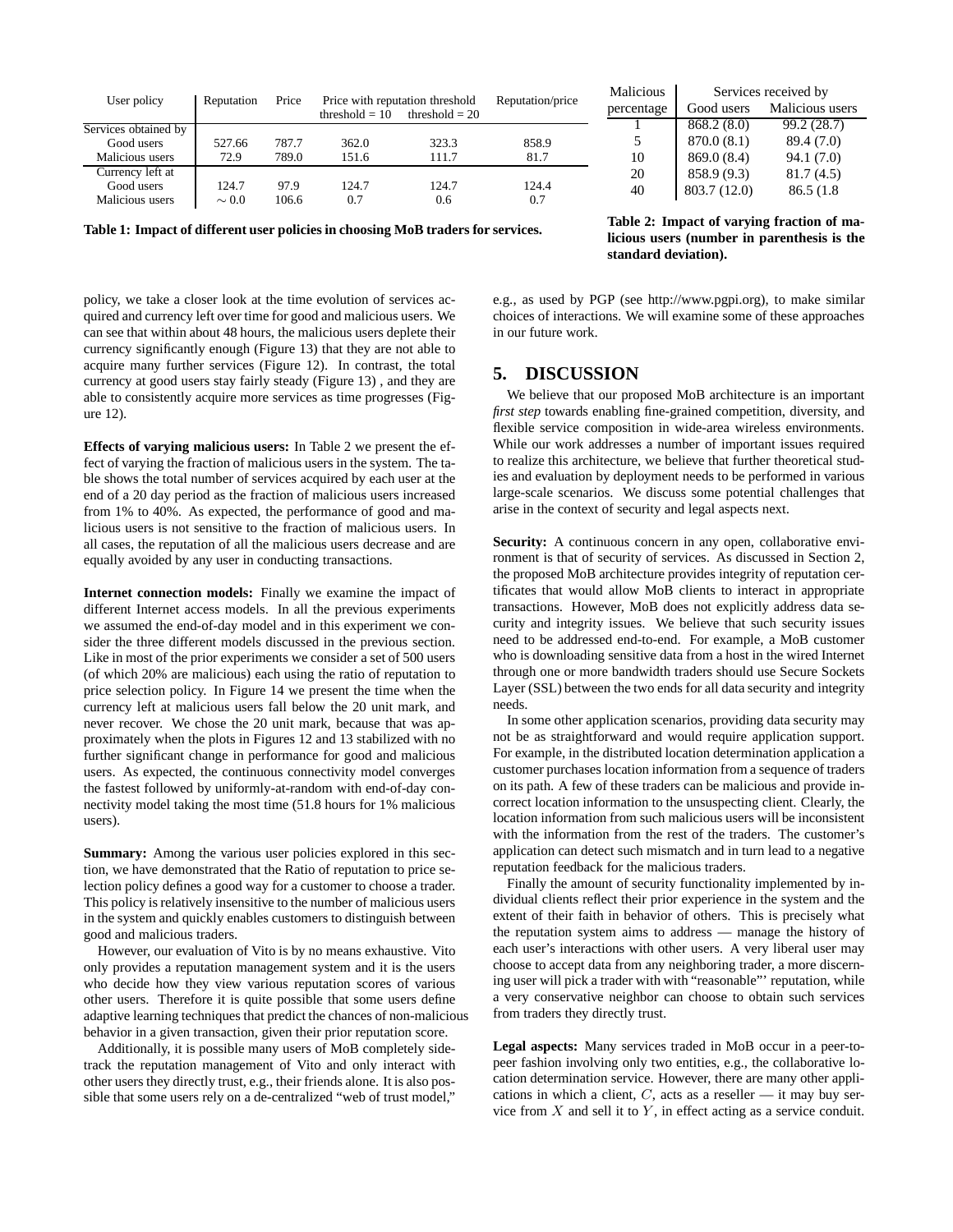| User policy | Reputation | Price | Price with reputation threshold | | Reputation/price |
|---|---|---|---|---|---|
| | | | threshold = 10 | threshold = 20 | |
| Services obtained by | | | | | |
| Good users | 527.66 | 787.7 | 362.0 | 323.3 | 858.9 |
| Malicious users | 72.9 | 789.0 | 151.6 | 111.7 | 81.7 |
| Currency left at | | | | | |
| Good users | 124.7 | 97.9 | 124.7 | 124.7 | 124.4 |
| Malicious users | $\sim 0.0$ | 106.6 | 0.7 | 0.6 | 0.7 |

**Table 1: Impact of different user policies in choosing MoB traders for services.**

| Malicious percentage | Services received by | |
|---|---|---|
| | Good users | Malicious users |
| 1 | 868.2 (8.0) | 99.2 (28.7) |
| 5 | 870.0 (8.1) | 89.4 (7.0) |
| 10 | 869.0 (8.4) | 94.1 (7.0) |
| 20 | 858.9 (9.3) | 81.7 (4.5) |
| 40 | 803.7 (12.0) | 86.5 (1.8 |

**Table 2: Impact of varying fraction of malicious users (number in parenthesis is the standard deviation).**

policy, we take a closer look at the time evolution of services acquired and currency left over time for good and malicious users. We can see that within about 48 hours, the malicious users deplete their currency significantly enough (Figure 13) that they are not able to acquire many further services (Figure 12). In contrast, the total currency at good users stay fairly steady (Figure 13) , and they are able to consistently acquire more services as time progresses (Figure 12).

**Effects of varying malicious users:** In Table 2 we present the effect of varying the fraction of malicious users in the system. The table shows the total number of services acquired by each user at the end of a 20 day period as the fraction of malicious users increased from 1% to 40%. As expected, the performance of good and malicious users is not sensitive to the fraction of malicious users. In all cases, the reputation of all the malicious users decrease and are equally avoided by any user in conducting transactions.

**Internet connection models:** Finally we examine the impact of different Internet access models. In all the previous experiments we assumed the end-of-day model and in this experiment we consider the three different models discussed in the previous section. Like in most of the prior experiments we consider a set of 500 users (of which 20% are malicious) each using the ratio of reputation to price selection policy. In Figure 14 we present the time when the currency left at malicious users fall below the 20 unit mark, and never recover. We chose the 20 unit mark, because that was approximately when the plots in Figures 12 and 13 stabilized with no further significant change in performance for good and malicious users. As expected, the continuous connectivity model converges the fastest followed by uniformly-at-random with end-of-day connectivity model taking the most time (51.8 hours for 1% malicious users).

**Summary:** Among the various user policies explored in this section, we have demonstrated that the Ratio of reputation to price selection policy defines a good way for a customer to choose a trader. This policy is relatively insensitive to the number of malicious users in the system and quickly enables customers to distinguish between good and malicious traders.

However, our evaluation of Vito is by no means exhaustive. Vito only provides a reputation management system and it is the users who decide how they view various reputation scores of various other users. Therefore it is quite possible that some users define adaptive learning techniques that predict the chances of non-malicious behavior in a given transaction, given their prior reputation score.

Additionally, it is possible many users of MoB completely side-track the reputation management of Vito and only interact with other users they directly trust, e.g., their friends alone. It is also possible that some users rely on a de-centralized "web of trust model," e.g., as used by PGP (see http://www.pgpi.org), to make similar choices of interactions. We will examine some of these approaches in our future work.

## 5. DISCUSSION

We believe that our proposed MoB architecture is an important *first step* towards enabling fine-grained competition, diversity, and flexible service composition in wide-area wireless environments. While our work addresses a number of important issues required to realize this architecture, we believe that further theoretical studies and evaluation by deployment needs to be performed in various large-scale scenarios. We discuss some potential challenges that arise in the context of security and legal aspects next.

**Security:** A continuous concern in any open, collaborative environment is that of security of services. As discussed in Section 2, the proposed MoB architecture provides integrity of reputation certificates that would allow MoB clients to interact in appropriate transactions. However, MoB does not explicitly address data security and integrity issues. We believe that such security issues need to be addressed end-to-end. For example, a MoB customer who is downloading sensitive data from a host in the wired Internet through one or more bandwidth traders should use Secure Sockets Layer (SSL) between the two ends for all data security and integrity needs.

In some other application scenarios, providing data security may not be as straightforward and would require application support. For example, in the distributed location determination application a customer purchases location information from a sequence of traders on its path. A few of these traders can be malicious and provide incorrect location information to the unsuspecting client. Clearly, the location information from such malicious users will be inconsistent with the information from the rest of the traders. The customer's application can detect such mismatch and in turn lead to a negative reputation feedback for the malicious traders.

Finally the amount of security functionality implemented by individual clients reflect their prior experience in the system and the extent of their faith in behavior of others. This is precisely what the reputation system aims to address — manage the history of each user's interactions with other users. A very liberal user may choose to accept data from any neighboring trader, a more discerning user will pick a trader with with "reasonable"' reputation, while a very conservative neighbor can choose to obtain such services from traders they directly trust.

**Legal aspects:** Many services traded in MoB occur in a peer-to-peer fashion involving only two entities, e.g., the collaborative location determination service. However, there are many other applications in which a client, $C$, acts as a reseller — it may buy service from $X$ and sell it to $Y$, in effect acting as a service conduit.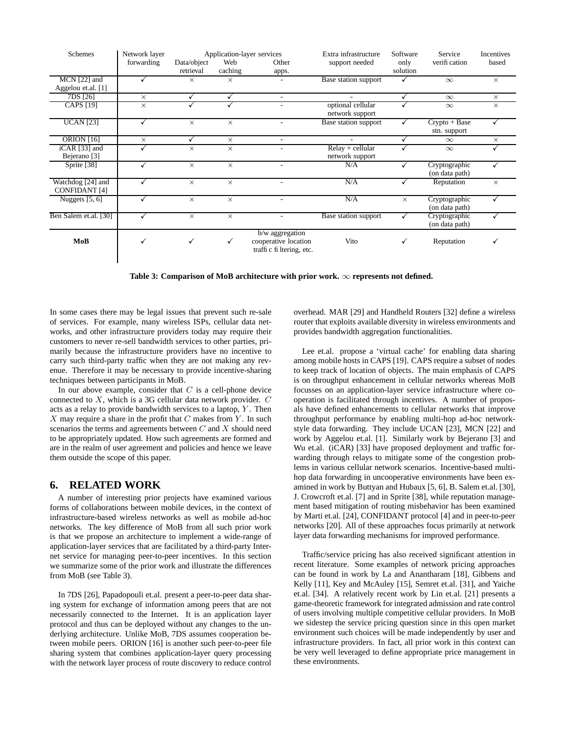| Schemes | Network layer forwarding | Application-layer services | | | Extra infrastructure support needed | Software only solution | Service verification | Incentives based |
|---|---|---|---|---|---|---|---|---|
| | | Data/object retrieval | Web caching | Other apps. | | | | |
| MCN [22] and Aggelou et.al. [1] | ✓ | × | × | - | Base station support | ✓ | $\infty$ | × |
| 7DS [26] | × | ✓ | ✓ | - | - | ✓ | $\infty$ | × |
| CAPS [19] | × | ✓ | ✓ | - | optional cellular network support | ✓ | $\infty$ | × |
| UCAN [23] | ✓ | × | × | - | Base station support | ✓ | Crypto + Base stn. support | ✓ |
| ORION [16] | × | ✓ | × | - | - | ✓ | $\infty$ | × |
| iCAR [33] and Bejerano [3] | ✓ | × | × | - | Relay + cellular network support | ✓ | $\infty$ | ✓ |
| Sprite [38] | ✓ | × | × | - | N/A | ✓ | Cryptographic (on data path) | ✓ |
| Watchdog [24] and CONFIDANT [4] | ✓ | × | × | - | N/A | ✓ | Reputation | × |
| Nuggets [5, 6] | ✓ | × | × | - | N/A | × | Cryptographic (on data path) | ✓ |
| Ben Salem et.al. [30] | ✓ | × | × | - | Base station support | ✓ | Cryptographic (on data path) | ✓ |
| **MoB** | ✓ | ✓ | ✓ | b/w aggregation cooperative location traffic filtering, etc. | Vito | ✓ | Reputation | ✓ |

**Table 3: Comparison of MoB architecture with prior work. $\infty$ represents not defined.**

In some cases there may be legal issues that prevent such re-sale of services. For example, many wireless ISPs, cellular data networks, and other infrastructure providers today may require their customers to never re-sell bandwidth services to other parties, primarily because the infrastructure providers have no incentive to carry such third-party traffic when they are not making any revenue. Therefore it may be necessary to provide incentive-sharing techniques between participants in MoB.

In our above example, consider that $C$ is a cell-phone device connected to $X$, which is a 3G cellular data network provider. $C$ acts as a relay to provide bandwidth services to a laptop, $Y$. Then $X$ may require a share in the profit that $C$ makes from $Y$. In such scenarios the terms and agreements between $C$ and $X$ should need to be appropriately updated. How such agreements are formed and are in the realm of user agreement and policies and hence we leave them outside the scope of this paper.

## 6. RELATED WORK

A number of interesting prior projects have examined various forms of collaborations between mobile devices, in the context of infrastructure-based wireless networks as well as mobile ad-hoc networks. The key difference of MoB from all such prior work is that we propose an architecture to implement a wide-range of application-layer services that are facilitated by a third-party Internet service for managing peer-to-peer incentives. In this section we summarize some of the prior work and illustrate the differences from MoB (see Table 3).

In 7DS [26], Papadopouli et.al. present a peer-to-peer data sharing system for exchange of information among peers that are not necessarily connected to the Internet. It is an application layer protocol and thus can be deployed without any changes to the underlying architecture. Unlike MoB, 7DS assumes cooperation between mobile peers. ORION [16] is another such peer-to-peer file sharing system that combines application-layer query processing with the network layer process of route discovery to reduce control overhead. MAR [29] and Handheld Routers [32] define a wireless router that exploits available diversity in wireless environments and provides bandwidth aggregation functionalities.

Lee et.al. propose a 'virtual cache' for enabling data sharing among mobile hosts in CAPS [19]. CAPS require a subset of nodes to keep track of location of objects. The main emphasis of CAPS is on throughput enhancement in cellular networks whereas MoB focusses on an application-layer service infrastructure where cooperation is facilitated through incentives. A number of proposals have defined enhancements to cellular networks that improve throughput performance by enabling multi-hop ad-hoc network-style data forwarding. They include UCAN [23], MCN [22] and work by Aggelou et.al. [1]. Similarly work by Bejerano [3] and Wu et.al. (iCAR) [33] have proposed deployment and traffic forwarding through relays to mitigate some of the congestion problems in various cellular network scenarios. Incentive-based multi-hop data forwarding in uncooperative environments have been examined in work by Buttyan and Hubaux [5, 6], B. Salem et.al. [30], J. Crowcroft et.al. [7] and in Sprite [38], while reputation management based mitigation of routing misbehavior has been examined by Marti et.al. [24], CONFIDANT protocol [4] and in peer-to-peer networks [20]. All of these approaches focus primarily at network layer data forwarding mechanisms for improved performance.

Traffic/service pricing has also received significant attention in recent literature. Some examples of network pricing approaches can be found in work by La and Anantharam [18], Gibbens and Kelly [11], Key and McAuley [15], Semret et.al. [31], and Yaiche et.al. [34]. A relatively recent work by Lin et.al. [21] presents a game-theoretic framework for integrated admission and rate control of users involving multiple competitive cellular providers. In MoB we sidestep the service pricing question since in this open market environment such choices will be made independently by user and infrastructure providers. In fact, all prior work in this context can be very well leveraged to define appropriate price management in these environments.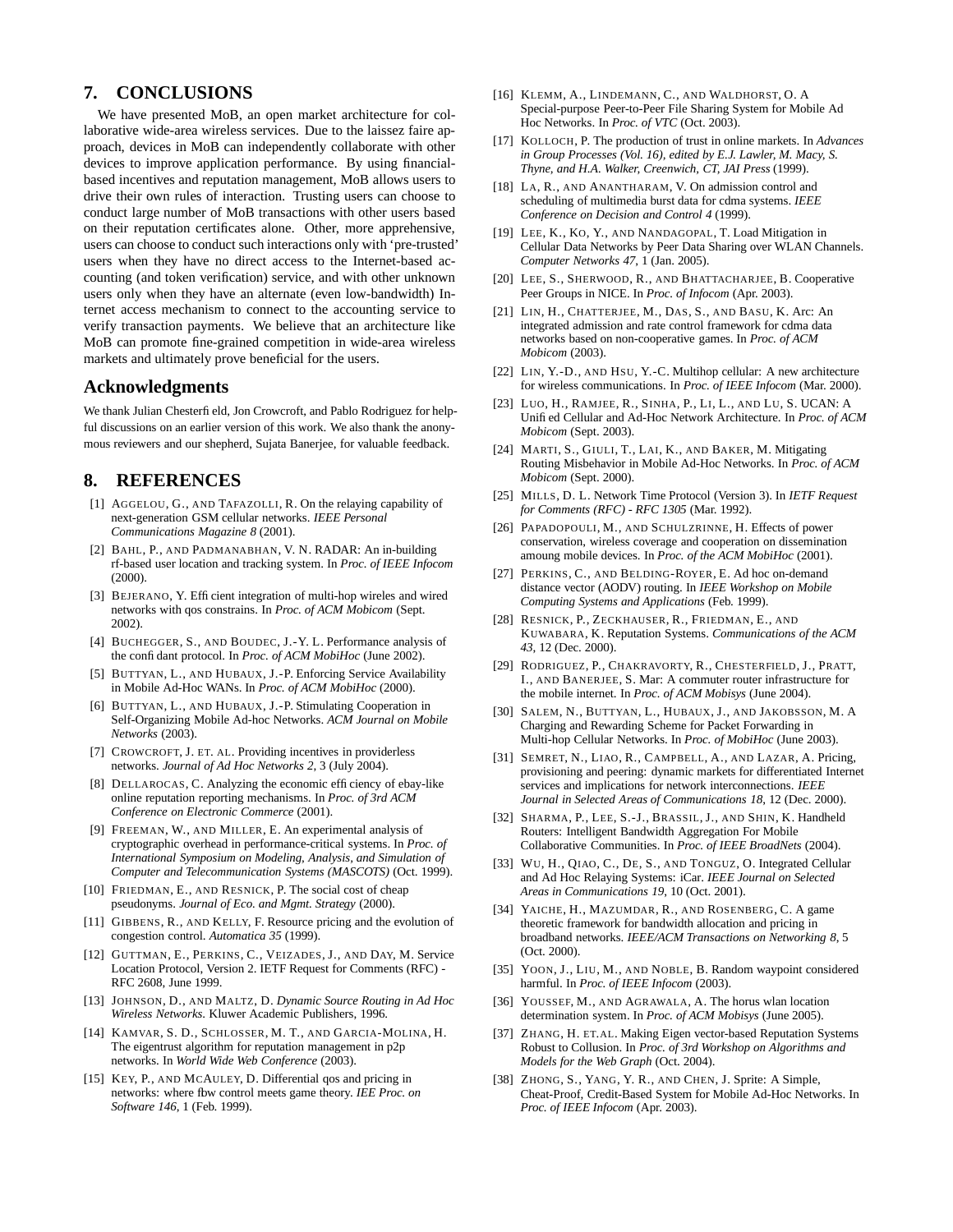## 7. CONCLUSIONS

We have presented MoB, an open market architecture for collaborative wide-area wireless services. Due to the laissez faire approach, devices in MoB can independently collaborate with other devices to improve application performance. By using financial-based incentives and reputation management, MoB allows users to drive their own rules of interaction. Trusting users can choose to conduct large number of MoB transactions with other users based on their reputation certificates alone. Other, more apprehensive, users can choose to conduct such interactions only with 'pre-trusted' users when they have no direct access to the Internet-based accounting (and token verification) service, and with other unknown users only when they have an alternate (even low-bandwidth) Internet access mechanism to connect to the accounting service to verify transaction payments. We believe that an architecture like MoB can promote fine-grained competition in wide-area wireless markets and ultimately prove beneficial for the users.

## Acknowledgments

We thank Julian Chesterfield, Jon Crowcroft, and Pablo Rodriguez for helpful discussions on an earlier version of this work. We also thank the anonymous reviewers and our shepherd, Sujata Banerjee, for valuable feedback.

## 8. REFERENCES

[1] Aggelou, G., and Tafazolli, R. On the relaying capability of next-generation GSM cellular networks. *IEEE Personal Communications Magazine 8* (2001).

[2] Bahl, P., and Padmanabhan, V. N. RADAR: An in-building rf-based user location and tracking system. In *Proc. of IEEE Infocom* (2000).

[3] Bejerano, Y. Efficient integration of multi-hop wireles and wired networks with qos constrains. In *Proc. of ACM Mobicom* (Sept. 2002).

[4] Buchegger, S., and Boudec, J.-Y. L. Performance analysis of the confidant protocol. In *Proc. of ACM MobiHoc* (June 2002).

[5] Buttyan, L., and Hubaux, J.-P. Enforcing Service Availability in Mobile Ad-Hoc WANs. In *Proc. of ACM MobiHoc* (2000).

[6] Buttyan, L., and Hubaux, J.-P. Stimulating Cooperation in Self-Organizing Mobile Ad-hoc Networks. *ACM Journal on Mobile Networks* (2003).

[7] Crowcroft, J. et. al. Providing incentives in providerless networks. *Journal of Ad Hoc Networks 2*, 3 (July 2004).

[8] Dellarocas, C. Analyzing the economic efficiency of ebay-like online reputation reporting mechanisms. In *Proc. of 3rd ACM Conference on Electronic Commerce* (2001).

[9] Freeman, W., and Miller, E. An experimental analysis of cryptographic overhead in performance-critical systems. In *Proc. of International Symposium on Modeling, Analysis, and Simulation of Computer and Telecommunication Systems (MASCOTS)* (Oct. 1999).

[10] Friedman, E., and Resnick, P. The social cost of cheap pseudonyms. *Journal of Eco. and Mgmt. Strategy* (2000).

[11] Gibbens, R., and Kelly, F. Resource pricing and the evolution of congestion control. *Automatica 35* (1999).

[12] Guttman, E., Perkins, C., Veizades, J., and Day, M. Service Location Protocol, Version 2. IETF Request for Comments (RFC) - RFC 2608, June 1999.

[13] Johnson, D., and Maltz, D. *Dynamic Source Routing in Ad Hoc Wireless Networks*. Kluwer Academic Publishers, 1996.

[14] Kamvar, S. D., Schlosser, M. T., and Garcia-Molina, H. The eigentrust algorithm for reputation management in p2p networks. In *World Wide Web Conference* (2003).

[15] Key, P., and McAuley, D. Differential qos and pricing in networks: where flow control meets game theory. *IEE Proc. on Software 146*, 1 (Feb. 1999).

[16] Klemm, A., Lindemann, C., and Waldhorst, O. A Special-purpose Peer-to-Peer File Sharing System for Mobile Ad Hoc Networks. In *Proc. of VTC* (Oct. 2003).

[17] Kolloch, P. The production of trust in online markets. In *Advances in Group Processes (Vol. 16), edited by E.J. Lawler, M. Macy, S. Thyne, and H.A. Walker, Creenwich, CT, JAI Press* (1999).

[18] La, R., and Anantharam, V. On admission control and scheduling of multimedia burst data for cdma systems. *IEEE Conference on Decision and Control 4* (1999).

[19] Lee, K., Ko, Y., and Nandagopal, T. Load Mitigation in Cellular Data Networks by Peer Data Sharing over WLAN Channels. *Computer Networks 47*, 1 (Jan. 2005).

[20] Lee, S., Sherwood, R., and Bhattacharjee, B. Cooperative Peer Groups in NICE. In *Proc. of Infocom* (Apr. 2003).

[21] Lin, H., Chatterjee, M., Das, S., and Basu, K. Arc: An integrated admission and rate control framework for cdma data networks based on non-cooperative games. In *Proc. of ACM Mobicom* (2003).

[22] Lin, Y.-D., and Hsu, Y.-C. Multihop cellular: A new architecture for wireless communications. In *Proc. of IEEE Infocom* (Mar. 2000).

[23] Luo, H., Ramjee, R., Sinha, P., Li, L., and Lu, S. UCAN: A Unified Cellular and Ad-Hoc Network Architecture. In *Proc. of ACM Mobicom* (Sept. 2003).

[24] Marti, S., Giuli, T., Lai, K., and Baker, M. Mitigating Routing Misbehavior in Mobile Ad-Hoc Networks. In *Proc. of ACM Mobicom* (Sept. 2000).

[25] Mills, D. L. Network Time Protocol (Version 3). In *IETF Request for Comments (RFC) - RFC 1305* (Mar. 1992).

[26] Papadopouli, M., and Schulzrinne, H. Effects of power conservation, wireless coverage and cooperation on dissemination amoung mobile devices. In *Proc. of the ACM MobiHoc* (2001).

[27] Perkins, C., and Belding-Royer, E. Ad hoc on-demand distance vector (AODV) routing. In *IEEE Workshop on Mobile Computing Systems and Applications* (Feb. 1999).

[28] Resnick, P., Zeckhauser, R., Friedman, E., and Kuwabara, K. Reputation Systems. *Communications of the ACM 43*, 12 (Dec. 2000).

[29] Rodriguez, P., Chakravorty, R., Chesterfield, J., Pratt, I., and Banerjee, S. Mar: A commuter router infrastructure for the mobile internet. In *Proc. of ACM Mobisys* (June 2004).

[30] Salem, N., Buttyan, L., Hubaux, J., and Jakobsson, M. A Charging and Rewarding Scheme for Packet Forwarding in Multi-hop Cellular Networks. In *Proc. of MobiHoc* (June 2003).

[31] Semret, N., Liao, R., Campbell, A., and Lazar, A. Pricing, provisioning and peering: dynamic markets for differentiated Internet services and implications for network interconnections. *IEEE Journal in Selected Areas of Communications 18*, 12 (Dec. 2000).

[32] Sharma, P., Lee, S.-J., Brassil, J., and Shin, K. Handheld Routers: Intelligent Bandwidth Aggregation For Mobile Collaborative Communities. In *Proc. of IEEE BroadNets* (2004).

[33] Wu, H., Qiao, C., De, S., and Tonguz, O. Integrated Cellular and Ad Hoc Relaying Systems: iCar. *IEEE Journal on Selected Areas in Communications 19*, 10 (Oct. 2001).

[34] Yaiche, H., Mazumdar, R., and Rosenberg, C. A game theoretic framework for bandwidth allocation and pricing in broadband networks. *IEEE/ACM Transactions on Networking 8*, 5 (Oct. 2000).

[35] Yoon, J., Liu, M., and Noble, B. Random waypoint considered harmful. In *Proc. of IEEE Infocom* (2003).

[36] Youssef, M., and Agrawala, A. The horus wlan location determination system. In *Proc. of ACM Mobisys* (June 2005).

[37] Zhang, H. et.al. Making Eigen vector-based Reputation Systems Robust to Collusion. In *Proc. of 3rd Workshop on Algorithms and Models for the Web Graph* (Oct. 2004).

[38] Zhong, S., Yang, Y. R., and Chen, J. Sprite: A Simple, Cheat-Proof, Credit-Based System for Mobile Ad-Hoc Networks. In *Proc. of IEEE Infocom* (Apr. 2003).